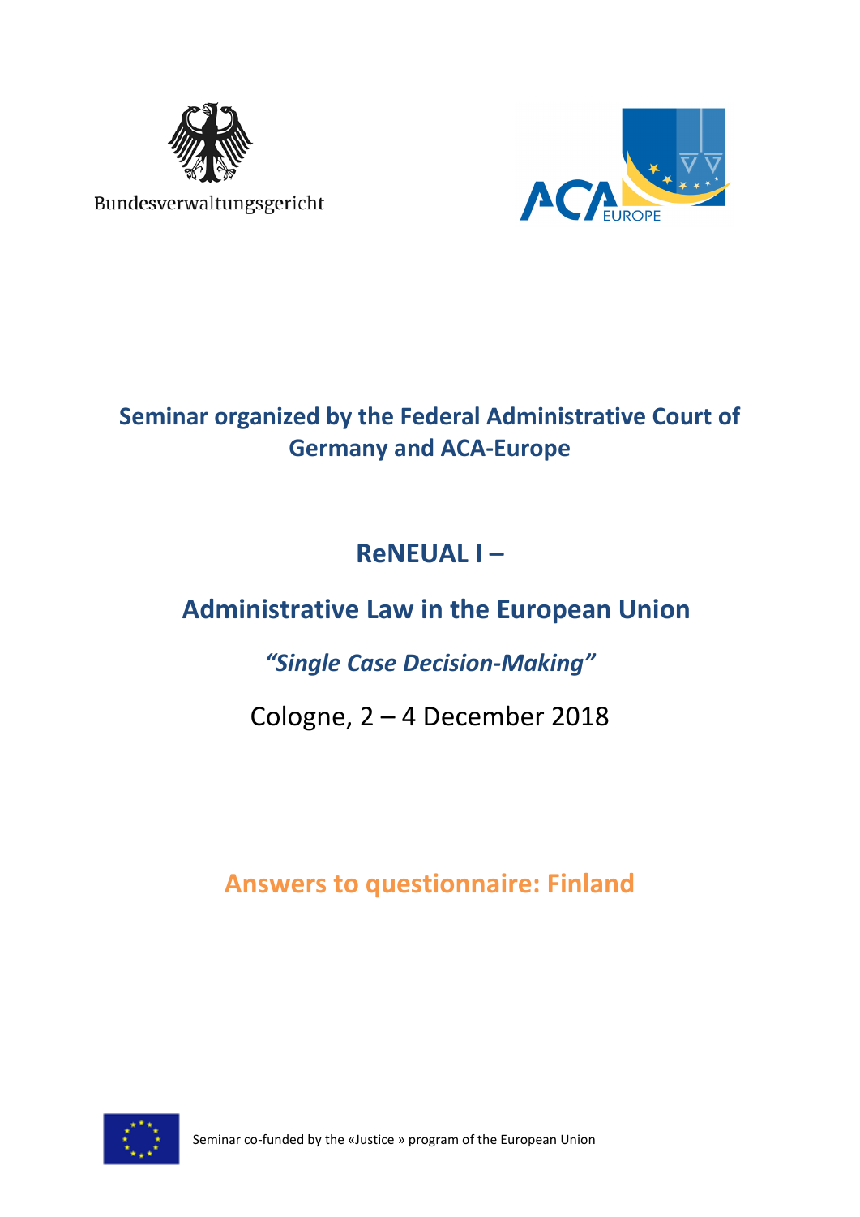Bundesverwaltungsgericht

ACA EUROPE

## Seminar organized by the Federal Administrative Court of Germany and ACA-Europe

# ReNEUAL I –

# Administrative Law in the European Union

## *"Single Case Decision-Making"*

Cologne, 2 – 4 December 2018

## Answers to questionnaire: Finland

Seminar co-funded by the «Justice » program of the European Union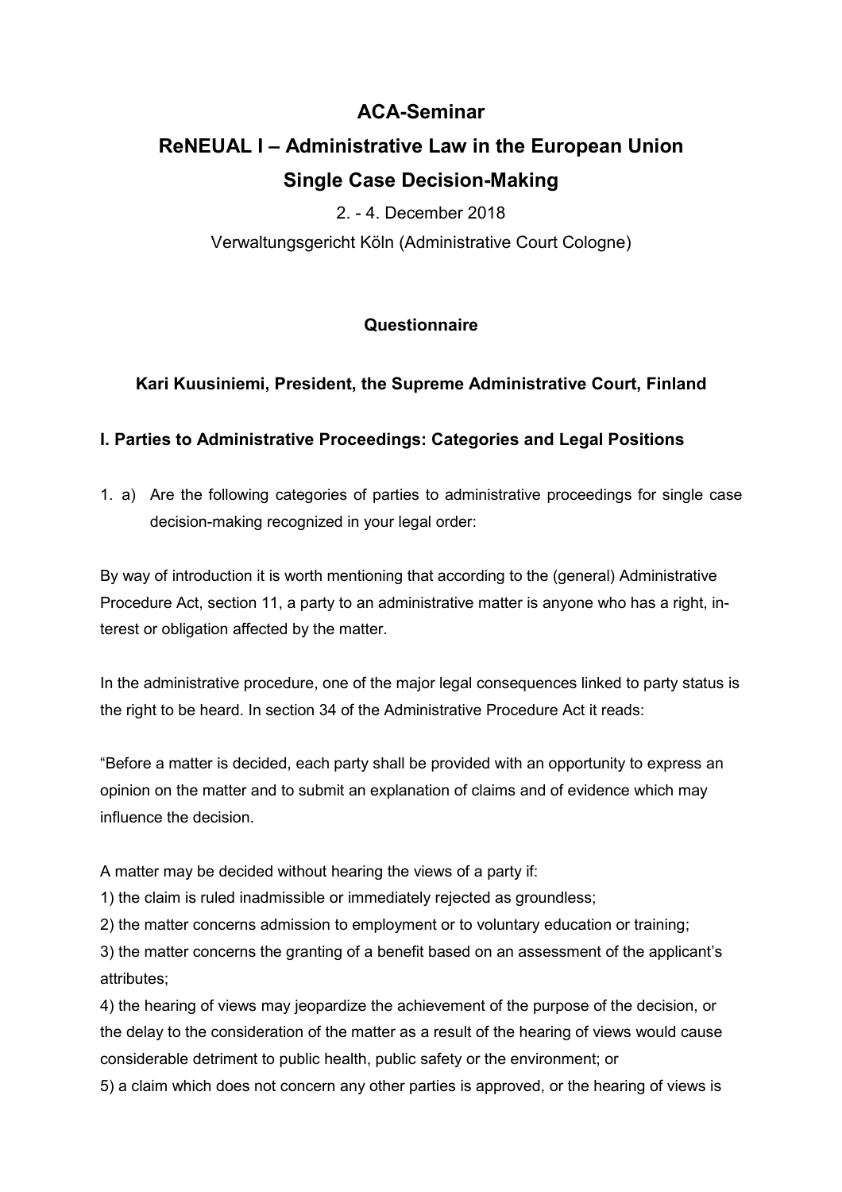# ACA-Seminar

# ReNEUAL I – Administrative Law in the European Union Single Case Decision-Making

2. - 4. December 2018

Verwaltungsgericht Köln (Administrative Court Cologne)

## Questionnaire

### Kari Kuusiniemi, President, the Supreme Administrative Court, Finland

### I. Parties to Administrative Proceedings: Categories and Legal Positions

1. a) Are the following categories of parties to administrative proceedings for single case decision-making recognized in your legal order:

By way of introduction it is worth mentioning that according to the (general) Administrative Procedure Act, section 11, a party to an administrative matter is anyone who has a right, interest or obligation affected by the matter.

In the administrative procedure, one of the major legal consequences linked to party status is the right to be heard. In section 34 of the Administrative Procedure Act it reads:

"Before a matter is decided, each party shall be provided with an opportunity to express an opinion on the matter and to submit an explanation of claims and of evidence which may influence the decision.

A matter may be decided without hearing the views of a party if:

1) the claim is ruled inadmissible or immediately rejected as groundless;

2) the matter concerns admission to employment or to voluntary education or training;

3) the matter concerns the granting of a benefit based on an assessment of the applicant's attributes;

4) the hearing of views may jeopardize the achievement of the purpose of the decision, or the delay to the consideration of the matter as a result of the hearing of views would cause considerable detriment to public health, public safety or the environment; or

5) a claim which does not concern any other parties is approved, or the hearing of views is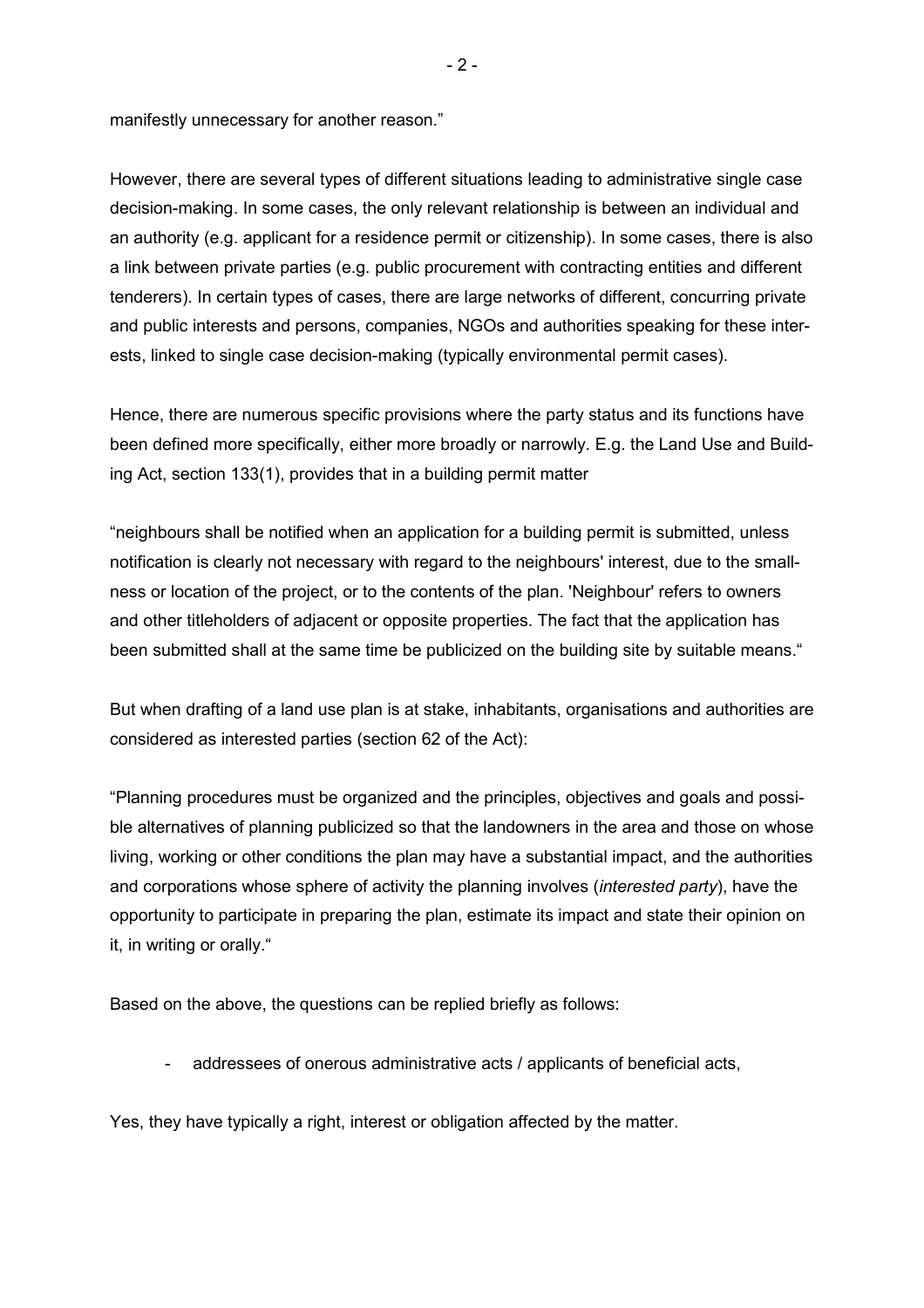manifestly unnecessary for another reason."

However, there are several types of different situations leading to administrative single case decision-making. In some cases, the only relevant relationship is between an individual and an authority (e.g. applicant for a residence permit or citizenship). In some cases, there is also a link between private parties (e.g. public procurement with contracting entities and different tenderers). In certain types of cases, there are large networks of different, concurring private and public interests and persons, companies, NGOs and authorities speaking for these interests, linked to single case decision-making (typically environmental permit cases).

Hence, there are numerous specific provisions where the party status and its functions have been defined more specifically, either more broadly or narrowly. E.g. the Land Use and Building Act, section 133(1), provides that in a building permit matter

"neighbours shall be notified when an application for a building permit is submitted, unless notification is clearly not necessary with regard to the neighbours' interest, due to the smallness or location of the project, or to the contents of the plan. 'Neighbour' refers to owners and other titleholders of adjacent or opposite properties. The fact that the application has been submitted shall at the same time be publicized on the building site by suitable means."

But when drafting of a land use plan is at stake, inhabitants, organisations and authorities are considered as interested parties (section 62 of the Act):

"Planning procedures must be organized and the principles, objectives and goals and possible alternatives of planning publicized so that the landowners in the area and those on whose living, working or other conditions the plan may have a substantial impact, and the authorities and corporations whose sphere of activity the planning involves (*interested party*), have the opportunity to participate in preparing the plan, estimate its impact and state their opinion on it, in writing or orally."

Based on the above, the questions can be replied briefly as follows:

- addressees of onerous administrative acts / applicants of beneficial acts,

Yes, they have typically a right, interest or obligation affected by the matter.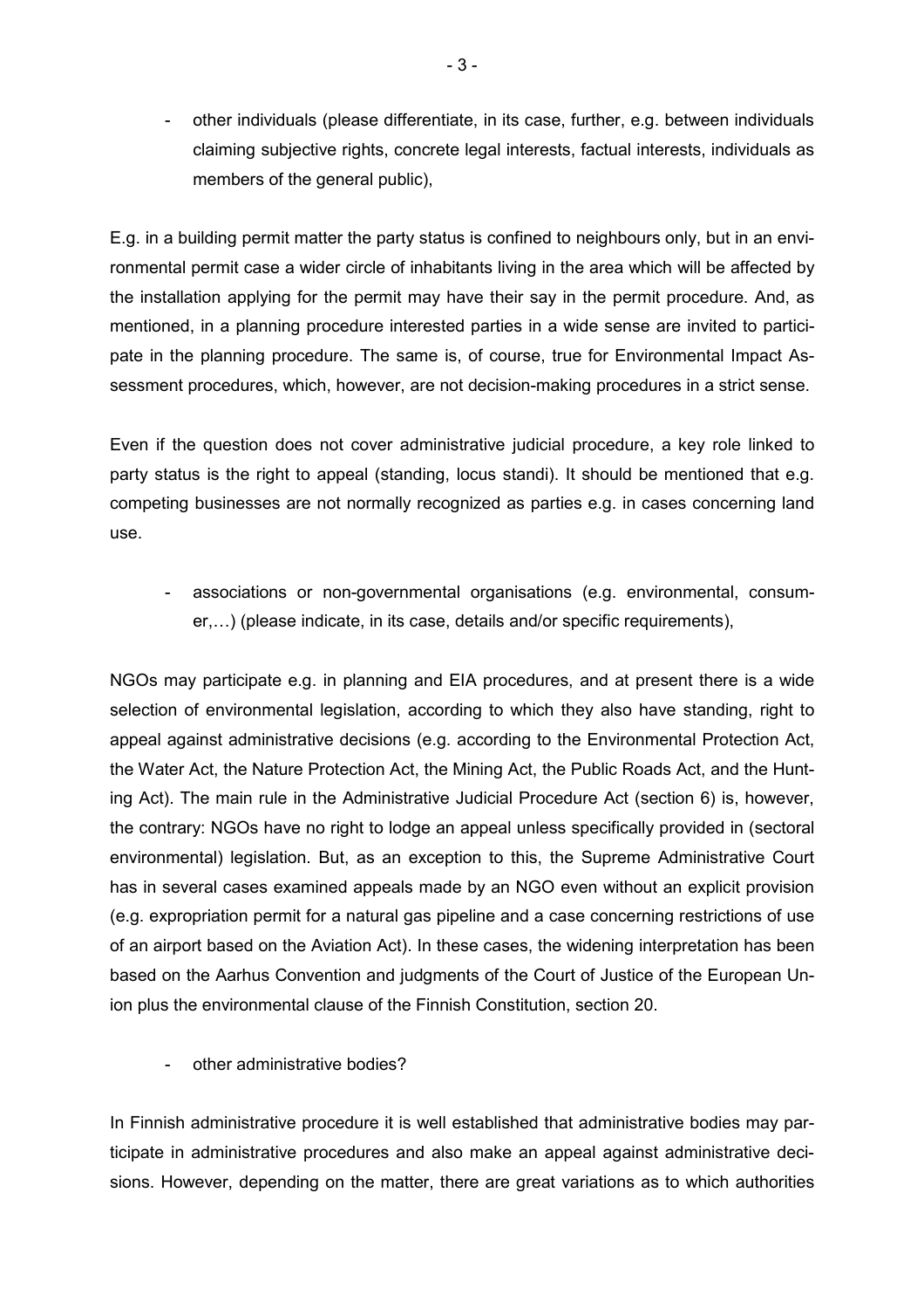- other individuals (please differentiate, in its case, further, e.g. between individuals claiming subjective rights, concrete legal interests, factual interests, individuals as members of the general public),

E.g. in a building permit matter the party status is confined to neighbours only, but in an environmental permit case a wider circle of inhabitants living in the area which will be affected by the installation applying for the permit may have their say in the permit procedure. And, as mentioned, in a planning procedure interested parties in a wide sense are invited to participate in the planning procedure. The same is, of course, true for Environmental Impact Assessment procedures, which, however, are not decision-making procedures in a strict sense.

Even if the question does not cover administrative judicial procedure, a key role linked to party status is the right to appeal (standing, locus standi). It should be mentioned that e.g. competing businesses are not normally recognized as parties e.g. in cases concerning land use.

- associations or non-governmental organisations (e.g. environmental, consumer,…) (please indicate, in its case, details and/or specific requirements),

NGOs may participate e.g. in planning and EIA procedures, and at present there is a wide selection of environmental legislation, according to which they also have standing, right to appeal against administrative decisions (e.g. according to the Environmental Protection Act, the Water Act, the Nature Protection Act, the Mining Act, the Public Roads Act, and the Hunting Act). The main rule in the Administrative Judicial Procedure Act (section 6) is, however, the contrary: NGOs have no right to lodge an appeal unless specifically provided in (sectoral environmental) legislation. But, as an exception to this, the Supreme Administrative Court has in several cases examined appeals made by an NGO even without an explicit provision (e.g. expropriation permit for a natural gas pipeline and a case concerning restrictions of use of an airport based on the Aviation Act). In these cases, the widening interpretation has been based on the Aarhus Convention and judgments of the Court of Justice of the European Union plus the environmental clause of the Finnish Constitution, section 20.

- other administrative bodies?

In Finnish administrative procedure it is well established that administrative bodies may participate in administrative procedures and also make an appeal against administrative decisions. However, depending on the matter, there are great variations as to which authorities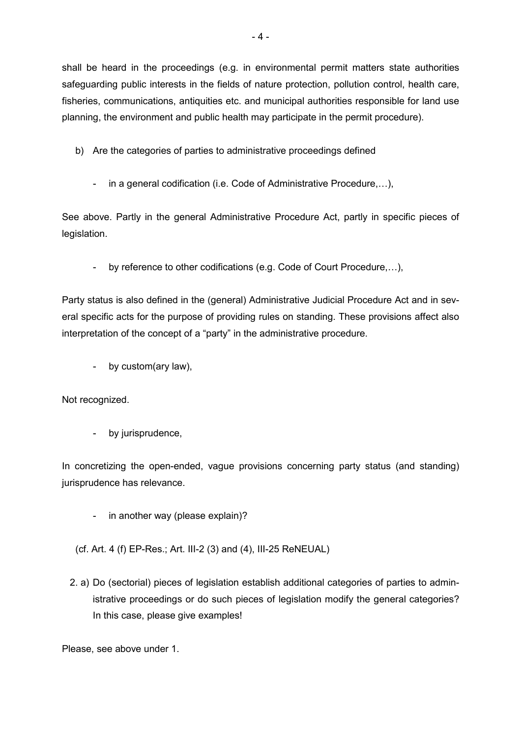shall be heard in the proceedings (e.g. in environmental permit matters state authorities safeguarding public interests in the fields of nature protection, pollution control, health care, fisheries, communications, antiquities etc. and municipal authorities responsible for land use planning, the environment and public health may participate in the permit procedure).

b) Are the categories of parties to administrative proceedings defined

- in a general codification (i.e. Code of Administrative Procedure,…),

See above. Partly in the general Administrative Procedure Act, partly in specific pieces of legislation.

- by reference to other codifications (e.g. Code of Court Procedure,…),

Party status is also defined in the (general) Administrative Judicial Procedure Act and in several specific acts for the purpose of providing rules on standing. These provisions affect also interpretation of the concept of a "party" in the administrative procedure.

- by custom(ary law),

Not recognized.

- by jurisprudence,

In concretizing the open-ended, vague provisions concerning party status (and standing) jurisprudence has relevance.

- in another way (please explain)?

(cf. Art. 4 (f) EP-Res.; Art. III-2 (3) and (4), III-25 ReNEUAL)

2. a) Do (sectorial) pieces of legislation establish additional categories of parties to administrative proceedings or do such pieces of legislation modify the general categories? In this case, please give examples!

Please, see above under 1.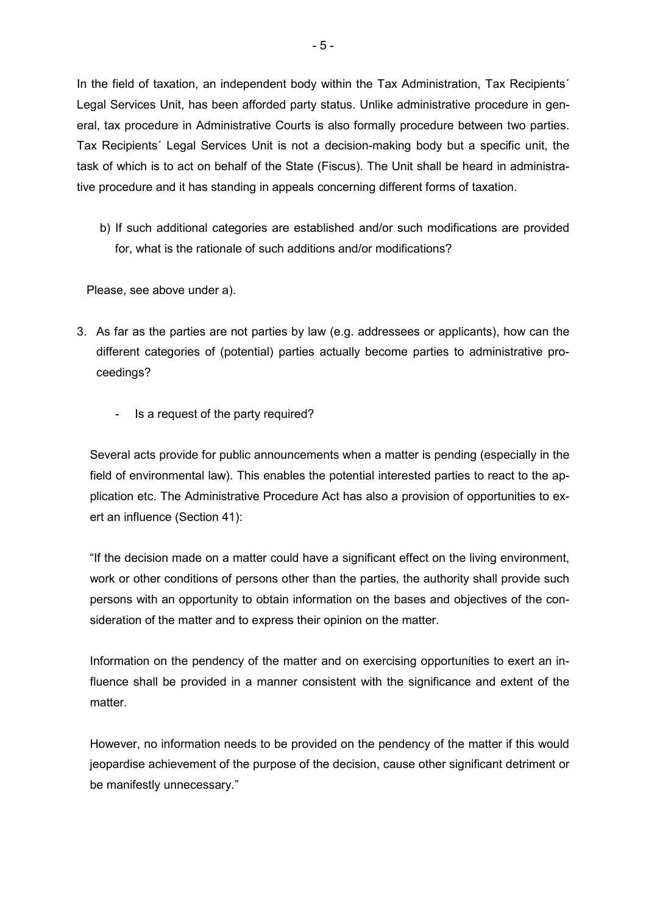In the field of taxation, an independent body within the Tax Administration, Tax Recipients´ Legal Services Unit, has been afforded party status. Unlike administrative procedure in general, tax procedure in Administrative Courts is also formally procedure between two parties. Tax Recipients´ Legal Services Unit is not a decision-making body but a specific unit, the task of which is to act on behalf of the State (Fiscus). The Unit shall be heard in administrative procedure and it has standing in appeals concerning different forms of taxation.

b) If such additional categories are established and/or such modifications are provided for, what is the rationale of such additions and/or modifications?

Please, see above under a).

3. As far as the parties are not parties by law (e.g. addressees or applicants), how can the different categories of (potential) parties actually become parties to administrative proceedings?

   - Is a request of the party required?

Several acts provide for public announcements when a matter is pending (especially in the field of environmental law). This enables the potential interested parties to react to the application etc. The Administrative Procedure Act has also a provision of opportunities to exert an influence (Section 41):

"If the decision made on a matter could have a significant effect on the living environment, work or other conditions of persons other than the parties, the authority shall provide such persons with an opportunity to obtain information on the bases and objectives of the consideration of the matter and to express their opinion on the matter.

Information on the pendency of the matter and on exercising opportunities to exert an influence shall be provided in a manner consistent with the significance and extent of the matter.

However, no information needs to be provided on the pendency of the matter if this would jeopardise achievement of the purpose of the decision, cause other significant detriment or be manifestly unnecessary."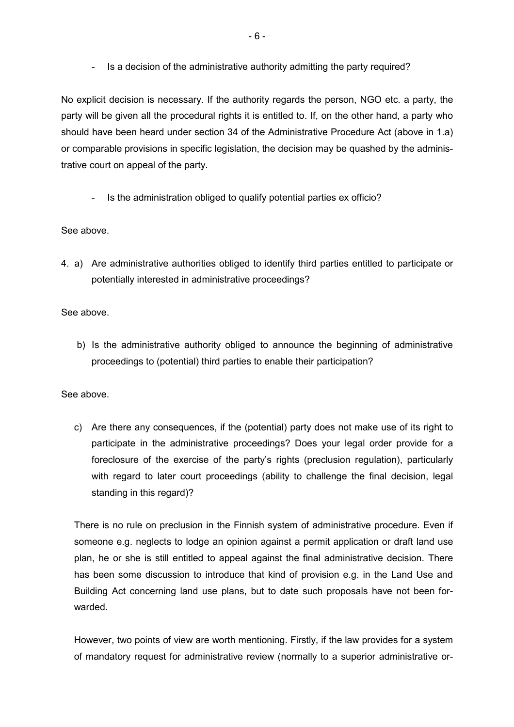- Is a decision of the administrative authority admitting the party required?

No explicit decision is necessary. If the authority regards the person, NGO etc. a party, the party will be given all the procedural rights it is entitled to. If, on the other hand, a party who should have been heard under section 34 of the Administrative Procedure Act (above in 1.a) or comparable provisions in specific legislation, the decision may be quashed by the administrative court on appeal of the party.

- Is the administration obliged to qualify potential parties ex officio?

See above.

4. a) Are administrative authorities obliged to identify third parties entitled to participate or potentially interested in administrative proceedings?

See above.

b) Is the administrative authority obliged to announce the beginning of administrative proceedings to (potential) third parties to enable their participation?

See above.

c) Are there any consequences, if the (potential) party does not make use of its right to participate in the administrative proceedings? Does your legal order provide for a foreclosure of the exercise of the party's rights (preclusion regulation), particularly with regard to later court proceedings (ability to challenge the final decision, legal standing in this regard)?

There is no rule on preclusion in the Finnish system of administrative procedure. Even if someone e.g. neglects to lodge an opinion against a permit application or draft land use plan, he or she is still entitled to appeal against the final administrative decision. There has been some discussion to introduce that kind of provision e.g. in the Land Use and Building Act concerning land use plans, but to date such proposals have not been forwarded.

However, two points of view are worth mentioning. Firstly, if the law provides for a system of mandatory request for administrative review (normally to a superior administrative or-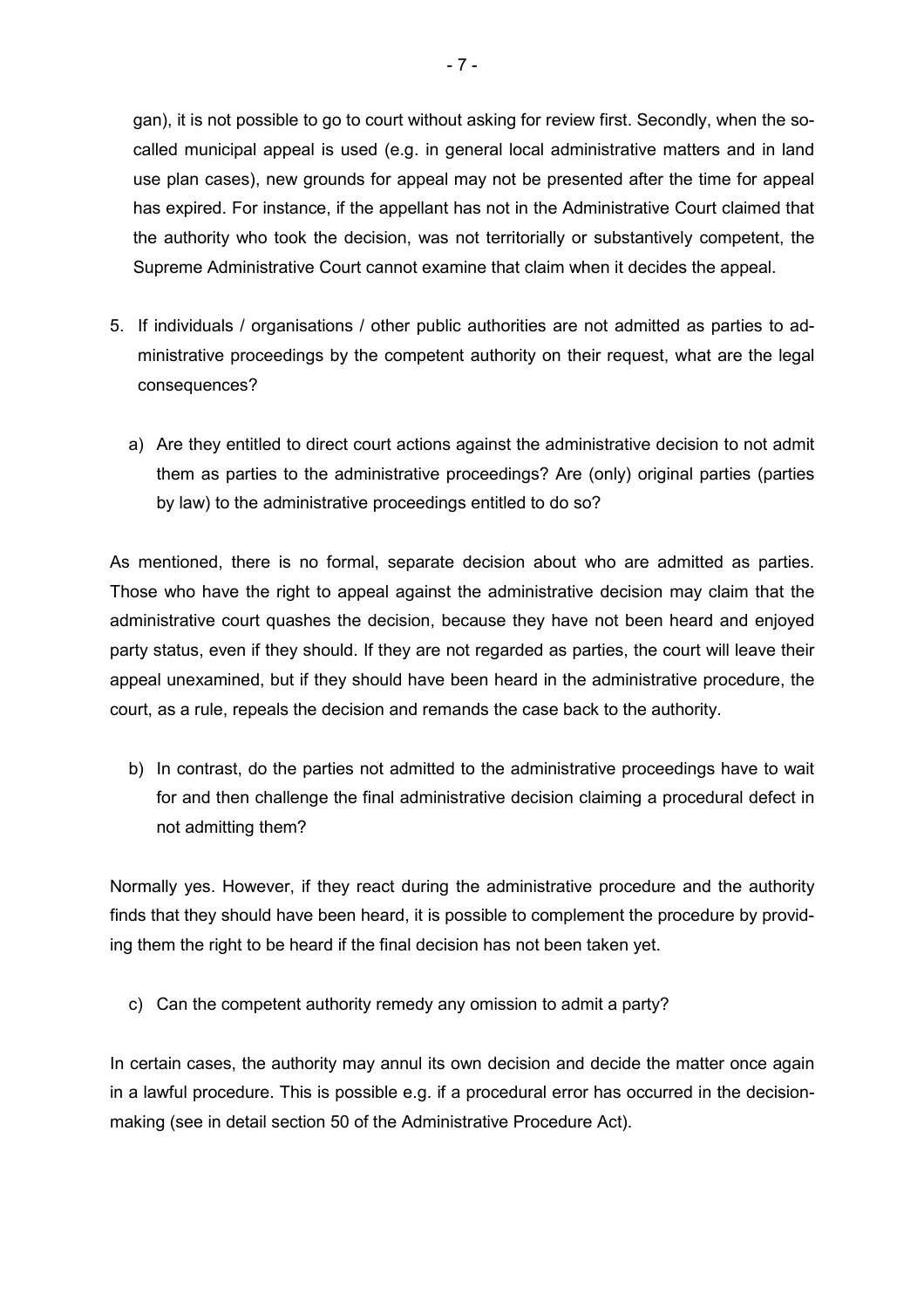gan), it is not possible to go to court without asking for review first. Secondly, when the so-called municipal appeal is used (e.g. in general local administrative matters and in land use plan cases), new grounds for appeal may not be presented after the time for appeal has expired. For instance, if the appellant has not in the Administrative Court claimed that the authority who took the decision, was not territorially or substantively competent, the Supreme Administrative Court cannot examine that claim when it decides the appeal.

5. If individuals / organisations / other public authorities are not admitted as parties to administrative proceedings by the competent authority on their request, what are the legal consequences?

   a) Are they entitled to direct court actions against the administrative decision to not admit them as parties to the administrative proceedings? Are (only) original parties (parties by law) to the administrative proceedings entitled to do so?

As mentioned, there is no formal, separate decision about who are admitted as parties. Those who have the right to appeal against the administrative decision may claim that the administrative court quashes the decision, because they have not been heard and enjoyed party status, even if they should. If they are not regarded as parties, the court will leave their appeal unexamined, but if they should have been heard in the administrative procedure, the court, as a rule, repeals the decision and remands the case back to the authority.

   b) In contrast, do the parties not admitted to the administrative proceedings have to wait for and then challenge the final administrative decision claiming a procedural defect in not admitting them?

Normally yes. However, if they react during the administrative procedure and the authority finds that they should have been heard, it is possible to complement the procedure by providing them the right to be heard if the final decision has not been taken yet.

   c) Can the competent authority remedy any omission to admit a party?

In certain cases, the authority may annul its own decision and decide the matter once again in a lawful procedure. This is possible e.g. if a procedural error has occurred in the decision-making (see in detail section 50 of the Administrative Procedure Act).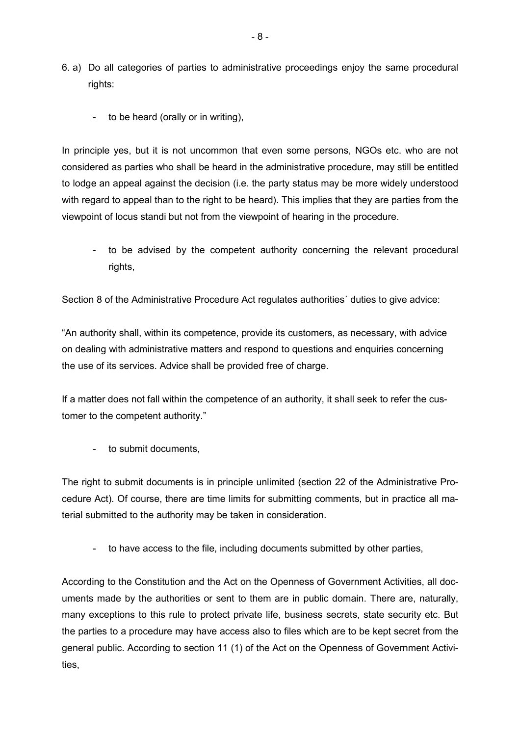6. a) Do all categories of parties to administrative proceedings enjoy the same procedural rights:

   - to be heard (orally or in writing),

In principle yes, but it is not uncommon that even some persons, NGOs etc. who are not considered as parties who shall be heard in the administrative procedure, may still be entitled to lodge an appeal against the decision (i.e. the party status may be more widely understood with regard to appeal than to the right to be heard). This implies that they are parties from the viewpoint of locus standi but not from the viewpoint of hearing in the procedure.

   - to be advised by the competent authority concerning the relevant procedural rights,

Section 8 of the Administrative Procedure Act regulates authorities´ duties to give advice:

"An authority shall, within its competence, provide its customers, as necessary, with advice on dealing with administrative matters and respond to questions and enquiries concerning the use of its services. Advice shall be provided free of charge.

If a matter does not fall within the competence of an authority, it shall seek to refer the customer to the competent authority."

   - to submit documents,

The right to submit documents is in principle unlimited (section 22 of the Administrative Procedure Act). Of course, there are time limits for submitting comments, but in practice all material submitted to the authority may be taken in consideration.

   - to have access to the file, including documents submitted by other parties,

According to the Constitution and the Act on the Openness of Government Activities, all documents made by the authorities or sent to them are in public domain. There are, naturally, many exceptions to this rule to protect private life, business secrets, state security etc. But the parties to a procedure may have access also to files which are to be kept secret from the general public. According to section 11 (1) of the Act on the Openness of Government Activities,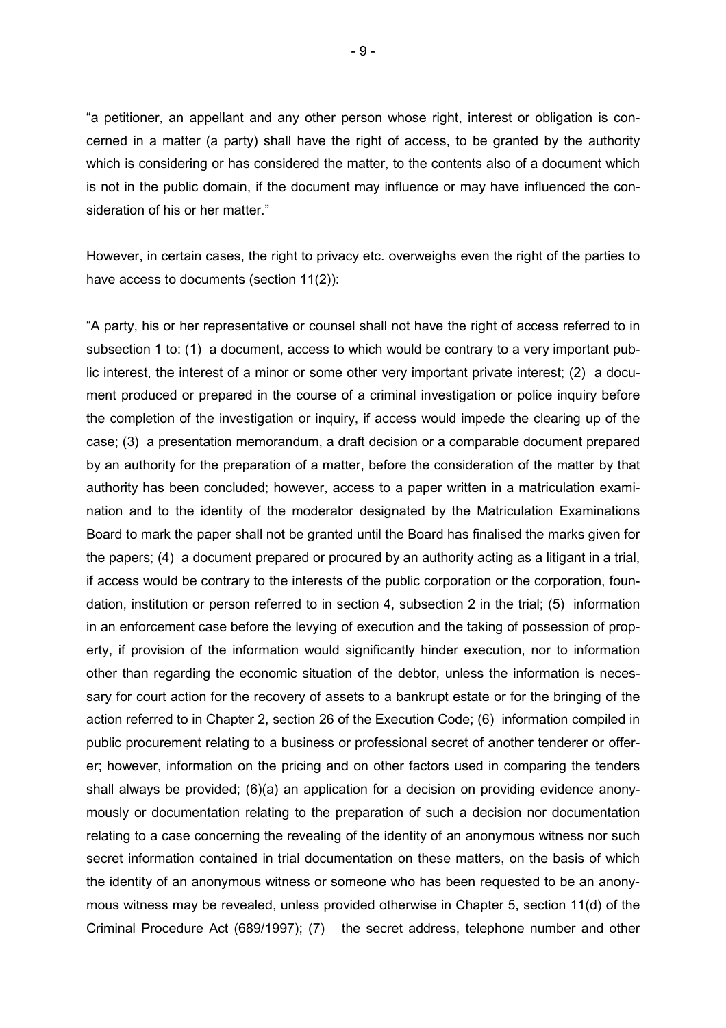"a petitioner, an appellant and any other person whose right, interest or obligation is concerned in a matter (a party) shall have the right of access, to be granted by the authority which is considering or has considered the matter, to the contents also of a document which is not in the public domain, if the document may influence or may have influenced the consideration of his or her matter."

However, in certain cases, the right to privacy etc. overweighs even the right of the parties to have access to documents (section 11(2)):

"A party, his or her representative or counsel shall not have the right of access referred to in subsection 1 to: (1) a document, access to which would be contrary to a very important public interest, the interest of a minor or some other very important private interest; (2) a document produced or prepared in the course of a criminal investigation or police inquiry before the completion of the investigation or inquiry, if access would impede the clearing up of the case; (3) a presentation memorandum, a draft decision or a comparable document prepared by an authority for the preparation of a matter, before the consideration of the matter by that authority has been concluded; however, access to a paper written in a matriculation examination and to the identity of the moderator designated by the Matriculation Examinations Board to mark the paper shall not be granted until the Board has finalised the marks given for the papers; (4) a document prepared or procured by an authority acting as a litigant in a trial, if access would be contrary to the interests of the public corporation or the corporation, foundation, institution or person referred to in section 4, subsection 2 in the trial; (5) information in an enforcement case before the levying of execution and the taking of possession of property, if provision of the information would significantly hinder execution, nor to information other than regarding the economic situation of the debtor, unless the information is necessary for court action for the recovery of assets to a bankrupt estate or for the bringing of the action referred to in Chapter 2, section 26 of the Execution Code; (6) information compiled in public procurement relating to a business or professional secret of another tenderer or offerer; however, information on the pricing and on other factors used in comparing the tenders shall always be provided; (6)(a) an application for a decision on providing evidence anonymously or documentation relating to the preparation of such a decision nor documentation relating to a case concerning the revealing of the identity of an anonymous witness nor such secret information contained in trial documentation on these matters, on the basis of which the identity of an anonymous witness or someone who has been requested to be an anonymous witness may be revealed, unless provided otherwise in Chapter 5, section 11(d) of the Criminal Procedure Act (689/1997); (7) the secret address, telephone number and other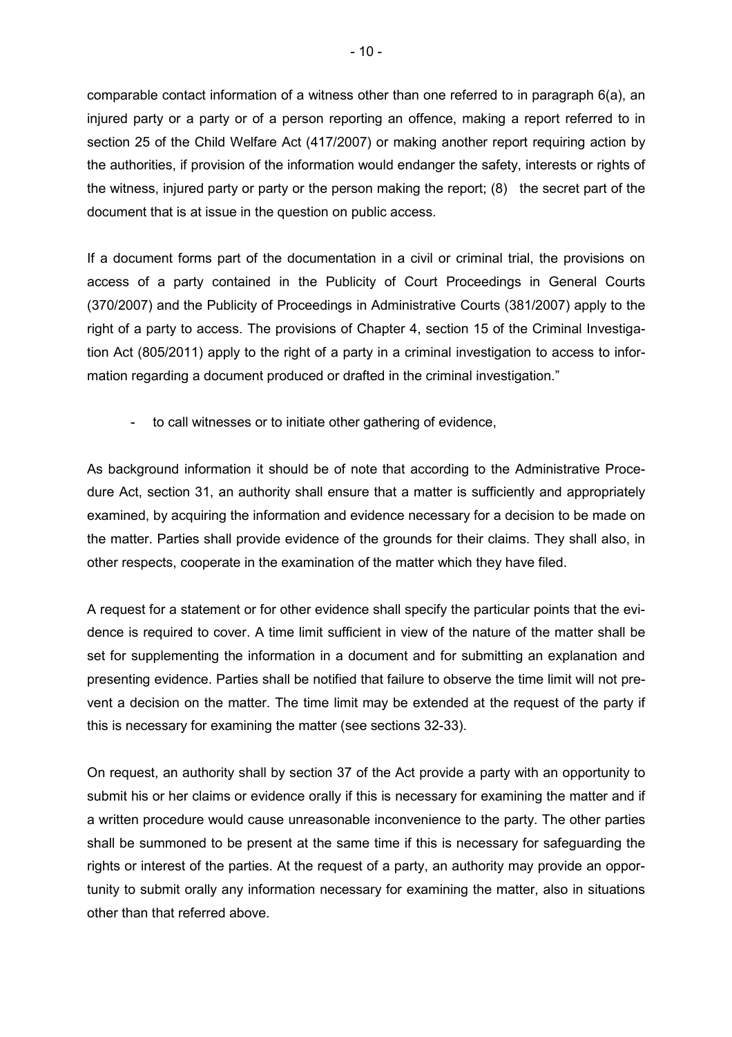comparable contact information of a witness other than one referred to in paragraph 6(a), an injured party or a party or of a person reporting an offence, making a report referred to in section 25 of the Child Welfare Act (417/2007) or making another report requiring action by the authorities, if provision of the information would endanger the safety, interests or rights of the witness, injured party or party or the person making the report; (8) the secret part of the document that is at issue in the question on public access.

If a document forms part of the documentation in a civil or criminal trial, the provisions on access of a party contained in the Publicity of Court Proceedings in General Courts (370/2007) and the Publicity of Proceedings in Administrative Courts (381/2007) apply to the right of a party to access. The provisions of Chapter 4, section 15 of the Criminal Investigation Act (805/2011) apply to the right of a party in a criminal investigation to access to information regarding a document produced or drafted in the criminal investigation."

- to call witnesses or to initiate other gathering of evidence,

As background information it should be of note that according to the Administrative Procedure Act, section 31, an authority shall ensure that a matter is sufficiently and appropriately examined, by acquiring the information and evidence necessary for a decision to be made on the matter. Parties shall provide evidence of the grounds for their claims. They shall also, in other respects, cooperate in the examination of the matter which they have filed.

A request for a statement or for other evidence shall specify the particular points that the evidence is required to cover. A time limit sufficient in view of the nature of the matter shall be set for supplementing the information in a document and for submitting an explanation and presenting evidence. Parties shall be notified that failure to observe the time limit will not prevent a decision on the matter. The time limit may be extended at the request of the party if this is necessary for examining the matter (see sections 32-33).

On request, an authority shall by section 37 of the Act provide a party with an opportunity to submit his or her claims or evidence orally if this is necessary for examining the matter and if a written procedure would cause unreasonable inconvenience to the party. The other parties shall be summoned to be present at the same time if this is necessary for safeguarding the rights or interest of the parties. At the request of a party, an authority may provide an opportunity to submit orally any information necessary for examining the matter, also in situations other than that referred above.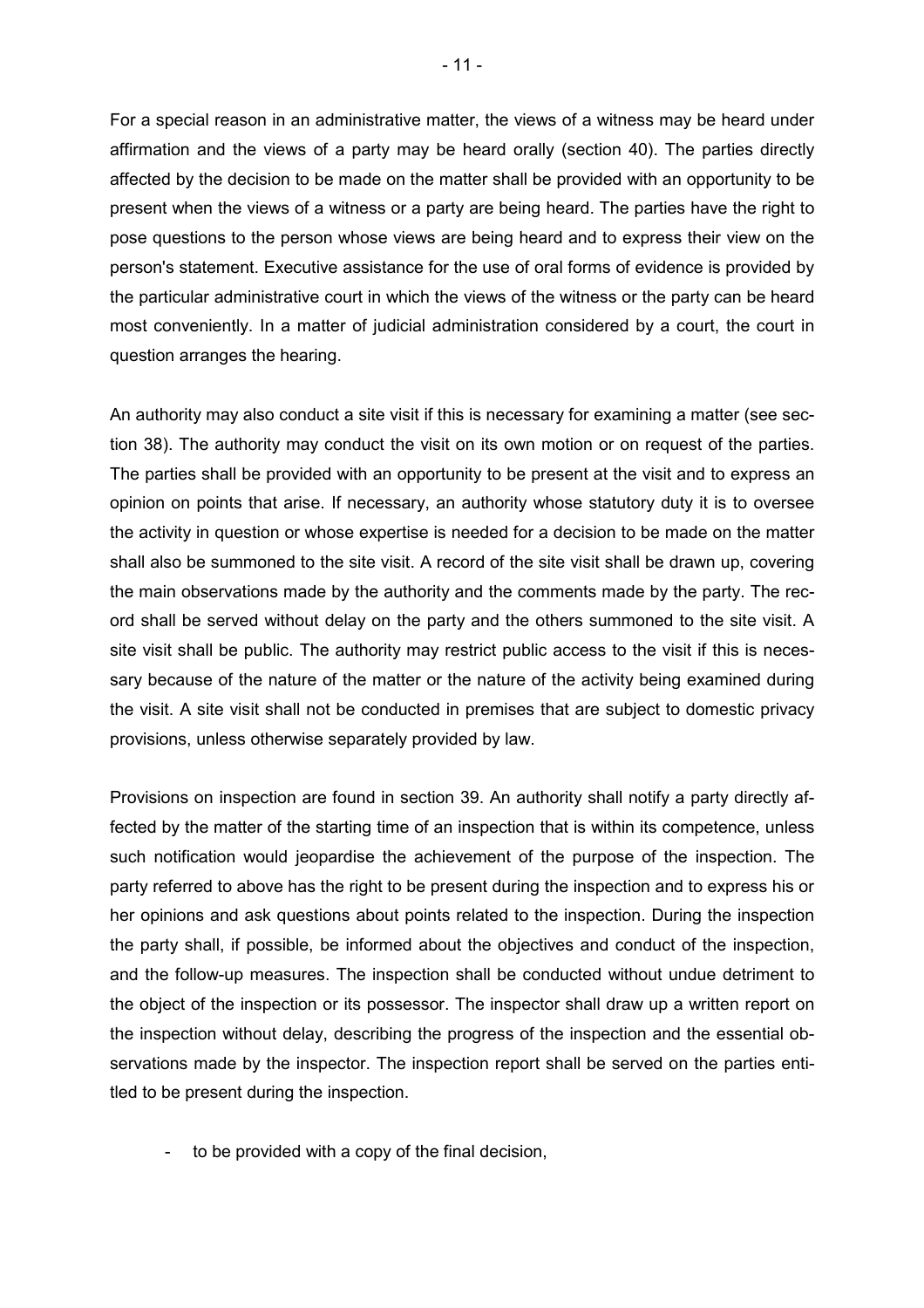For a special reason in an administrative matter, the views of a witness may be heard under affirmation and the views of a party may be heard orally (section 40). The parties directly affected by the decision to be made on the matter shall be provided with an opportunity to be present when the views of a witness or a party are being heard. The parties have the right to pose questions to the person whose views are being heard and to express their view on the person's statement. Executive assistance for the use of oral forms of evidence is provided by the particular administrative court in which the views of the witness or the party can be heard most conveniently. In a matter of judicial administration considered by a court, the court in question arranges the hearing.

An authority may also conduct a site visit if this is necessary for examining a matter (see section 38). The authority may conduct the visit on its own motion or on request of the parties. The parties shall be provided with an opportunity to be present at the visit and to express an opinion on points that arise. If necessary, an authority whose statutory duty it is to oversee the activity in question or whose expertise is needed for a decision to be made on the matter shall also be summoned to the site visit. A record of the site visit shall be drawn up, covering the main observations made by the authority and the comments made by the party. The record shall be served without delay on the party and the others summoned to the site visit. A site visit shall be public. The authority may restrict public access to the visit if this is necessary because of the nature of the matter or the nature of the activity being examined during the visit. A site visit shall not be conducted in premises that are subject to domestic privacy provisions, unless otherwise separately provided by law.

Provisions on inspection are found in section 39. An authority shall notify a party directly affected by the matter of the starting time of an inspection that is within its competence, unless such notification would jeopardise the achievement of the purpose of the inspection. The party referred to above has the right to be present during the inspection and to express his or her opinions and ask questions about points related to the inspection. During the inspection the party shall, if possible, be informed about the objectives and conduct of the inspection, and the follow-up measures. The inspection shall be conducted without undue detriment to the object of the inspection or its possessor. The inspector shall draw up a written report on the inspection without delay, describing the progress of the inspection and the essential observations made by the inspector. The inspection report shall be served on the parties entitled to be present during the inspection.

- to be provided with a copy of the final decision,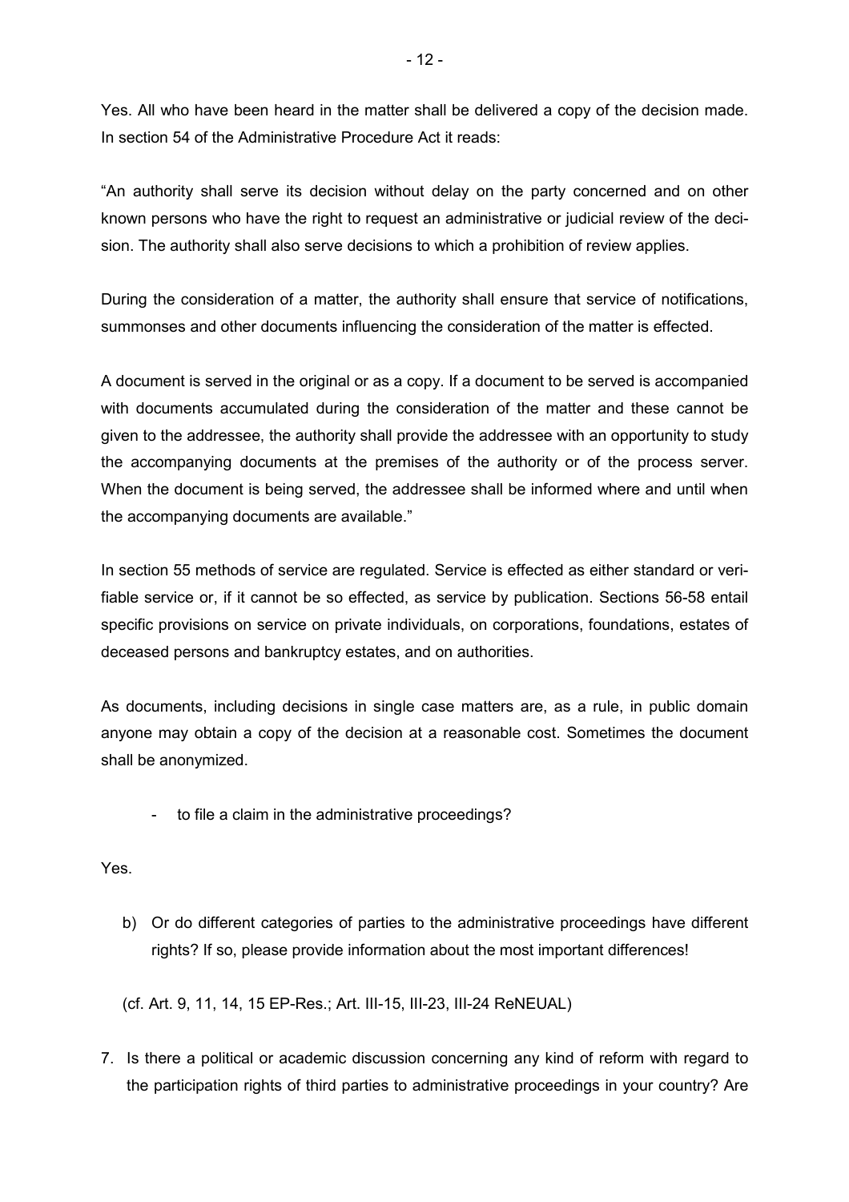Yes. All who have been heard in the matter shall be delivered a copy of the decision made. In section 54 of the Administrative Procedure Act it reads:

"An authority shall serve its decision without delay on the party concerned and on other known persons who have the right to request an administrative or judicial review of the decision. The authority shall also serve decisions to which a prohibition of review applies.

During the consideration of a matter, the authority shall ensure that service of notifications, summonses and other documents influencing the consideration of the matter is effected.

A document is served in the original or as a copy. If a document to be served is accompanied with documents accumulated during the consideration of the matter and these cannot be given to the addressee, the authority shall provide the addressee with an opportunity to study the accompanying documents at the premises of the authority or of the process server. When the document is being served, the addressee shall be informed where and until when the accompanying documents are available."

In section 55 methods of service are regulated. Service is effected as either standard or verifiable service or, if it cannot be so effected, as service by publication. Sections 56-58 entail specific provisions on service on private individuals, on corporations, foundations, estates of deceased persons and bankruptcy estates, and on authorities.

As documents, including decisions in single case matters are, as a rule, in public domain anyone may obtain a copy of the decision at a reasonable cost. Sometimes the document shall be anonymized.

- to file a claim in the administrative proceedings?

Yes.

b) Or do different categories of parties to the administrative proceedings have different rights? If so, please provide information about the most important differences!

(cf. Art. 9, 11, 14, 15 EP-Res.; Art. III-15, III-23, III-24 ReNEUAL)

7. Is there a political or academic discussion concerning any kind of reform with regard to the participation rights of third parties to administrative proceedings in your country? Are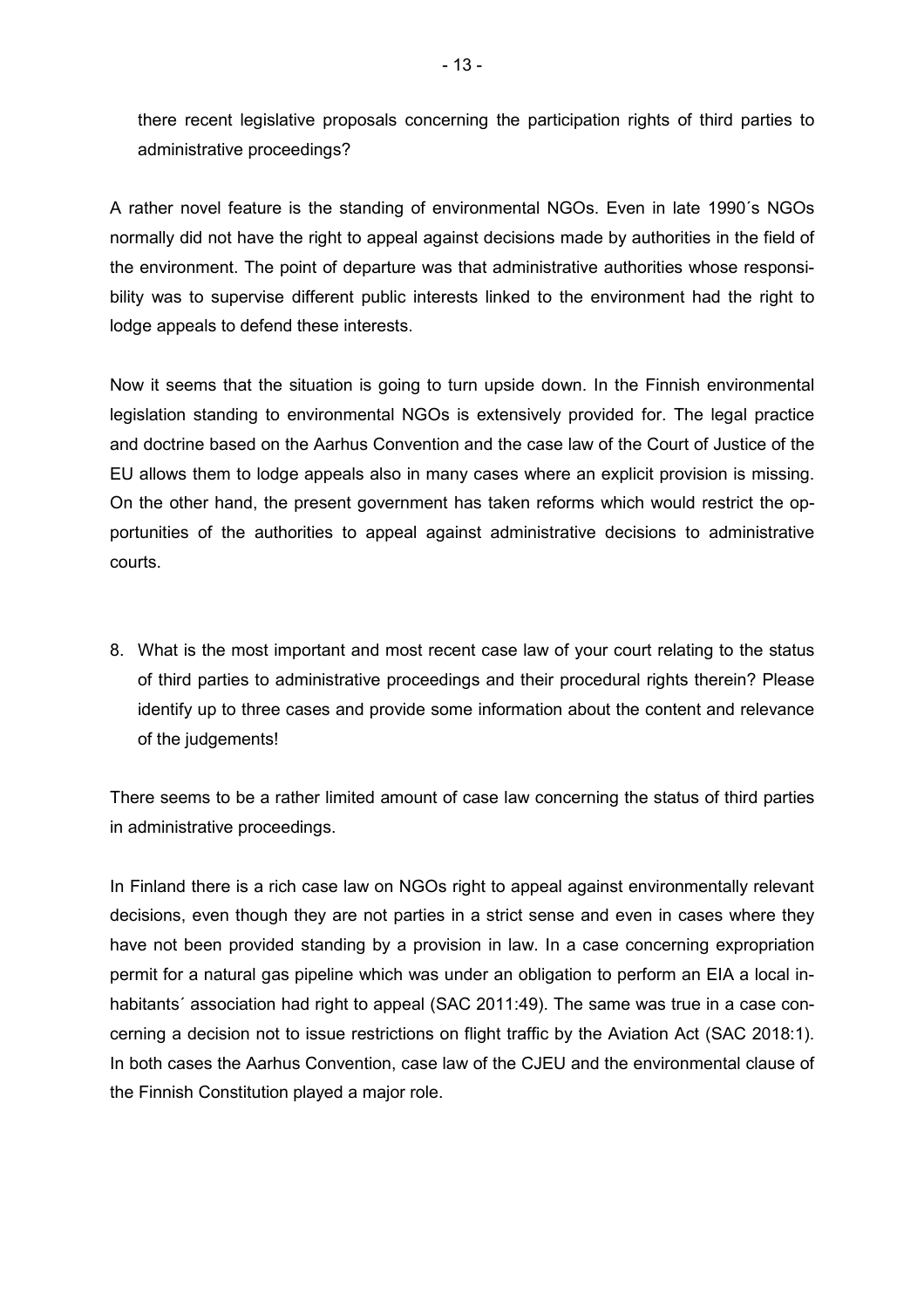there recent legislative proposals concerning the participation rights of third parties to administrative proceedings?

A rather novel feature is the standing of environmental NGOs. Even in late 1990´s NGOs normally did not have the right to appeal against decisions made by authorities in the field of the environment. The point of departure was that administrative authorities whose responsibility was to supervise different public interests linked to the environment had the right to lodge appeals to defend these interests.

Now it seems that the situation is going to turn upside down. In the Finnish environmental legislation standing to environmental NGOs is extensively provided for. The legal practice and doctrine based on the Aarhus Convention and the case law of the Court of Justice of the EU allows them to lodge appeals also in many cases where an explicit provision is missing. On the other hand, the present government has taken reforms which would restrict the opportunities of the authorities to appeal against administrative decisions to administrative courts.

8. What is the most important and most recent case law of your court relating to the status of third parties to administrative proceedings and their procedural rights therein? Please identify up to three cases and provide some information about the content and relevance of the judgements!

There seems to be a rather limited amount of case law concerning the status of third parties in administrative proceedings.

In Finland there is a rich case law on NGOs right to appeal against environmentally relevant decisions, even though they are not parties in a strict sense and even in cases where they have not been provided standing by a provision in law. In a case concerning expropriation permit for a natural gas pipeline which was under an obligation to perform an EIA a local inhabitants´ association had right to appeal (SAC 2011:49). The same was true in a case concerning a decision not to issue restrictions on flight traffic by the Aviation Act (SAC 2018:1). In both cases the Aarhus Convention, case law of the CJEU and the environmental clause of the Finnish Constitution played a major role.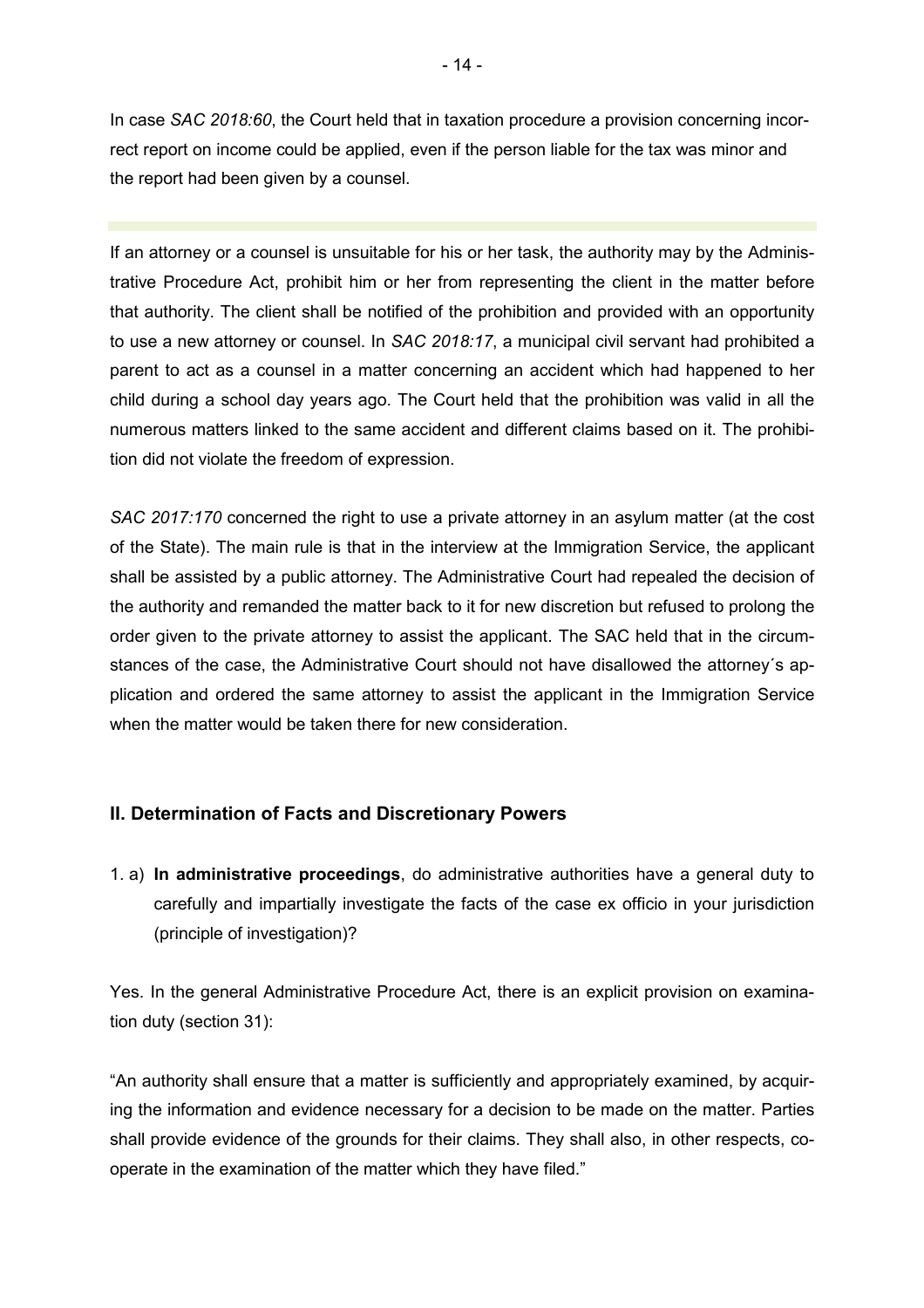In case *SAC 2018:60*, the Court held that in taxation procedure a provision concerning incorrect report on income could be applied, even if the person liable for the tax was minor and the report had been given by a counsel.

---

If an attorney or a counsel is unsuitable for his or her task, the authority may by the Administrative Procedure Act, prohibit him or her from representing the client in the matter before that authority. The client shall be notified of the prohibition and provided with an opportunity to use a new attorney or counsel. In *SAC 2018:17*, a municipal civil servant had prohibited a parent to act as a counsel in a matter concerning an accident which had happened to her child during a school day years ago. The Court held that the prohibition was valid in all the numerous matters linked to the same accident and different claims based on it. The prohibition did not violate the freedom of expression.

*SAC 2017:170* concerned the right to use a private attorney in an asylum matter (at the cost of the State). The main rule is that in the interview at the Immigration Service, the applicant shall be assisted by a public attorney. The Administrative Court had repealed the decision of the authority and remanded the matter back to it for new discretion but refused to prolong the order given to the private attorney to assist the applicant. The SAC held that in the circumstances of the case, the Administrative Court should not have disallowed the attorney´s application and ordered the same attorney to assist the applicant in the Immigration Service when the matter would be taken there for new consideration.

## II. Determination of Facts and Discretionary Powers

1. a) **In administrative proceedings**, do administrative authorities have a general duty to carefully and impartially investigate the facts of the case ex officio in your jurisdiction (principle of investigation)?

Yes. In the general Administrative Procedure Act, there is an explicit provision on examination duty (section 31):

"An authority shall ensure that a matter is sufficiently and appropriately examined, by acquiring the information and evidence necessary for a decision to be made on the matter. Parties shall provide evidence of the grounds for their claims. They shall also, in other respects, cooperate in the examination of the matter which they have filed."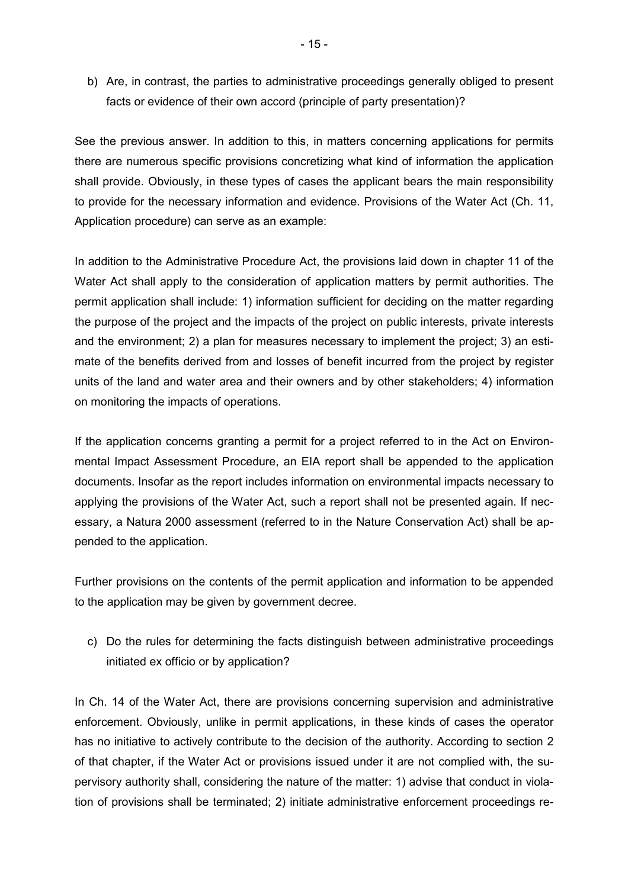b) Are, in contrast, the parties to administrative proceedings generally obliged to present facts or evidence of their own accord (principle of party presentation)?

See the previous answer. In addition to this, in matters concerning applications for permits there are numerous specific provisions concretizing what kind of information the application shall provide. Obviously, in these types of cases the applicant bears the main responsibility to provide for the necessary information and evidence. Provisions of the Water Act (Ch. 11, Application procedure) can serve as an example:

In addition to the Administrative Procedure Act, the provisions laid down in chapter 11 of the Water Act shall apply to the consideration of application matters by permit authorities. The permit application shall include: 1) information sufficient for deciding on the matter regarding the purpose of the project and the impacts of the project on public interests, private interests and the environment; 2) a plan for measures necessary to implement the project; 3) an estimate of the benefits derived from and losses of benefit incurred from the project by register units of the land and water area and their owners and by other stakeholders; 4) information on monitoring the impacts of operations.

If the application concerns granting a permit for a project referred to in the Act on Environmental Impact Assessment Procedure, an EIA report shall be appended to the application documents. Insofar as the report includes information on environmental impacts necessary to applying the provisions of the Water Act, such a report shall not be presented again. If necessary, a Natura 2000 assessment (referred to in the Nature Conservation Act) shall be appended to the application.

Further provisions on the contents of the permit application and information to be appended to the application may be given by government decree.

c) Do the rules for determining the facts distinguish between administrative proceedings initiated ex officio or by application?

In Ch. 14 of the Water Act, there are provisions concerning supervision and administrative enforcement. Obviously, unlike in permit applications, in these kinds of cases the operator has no initiative to actively contribute to the decision of the authority. According to section 2 of that chapter, if the Water Act or provisions issued under it are not complied with, the supervisory authority shall, considering the nature of the matter: 1) advise that conduct in violation of provisions shall be terminated; 2) initiate administrative enforcement proceedings re-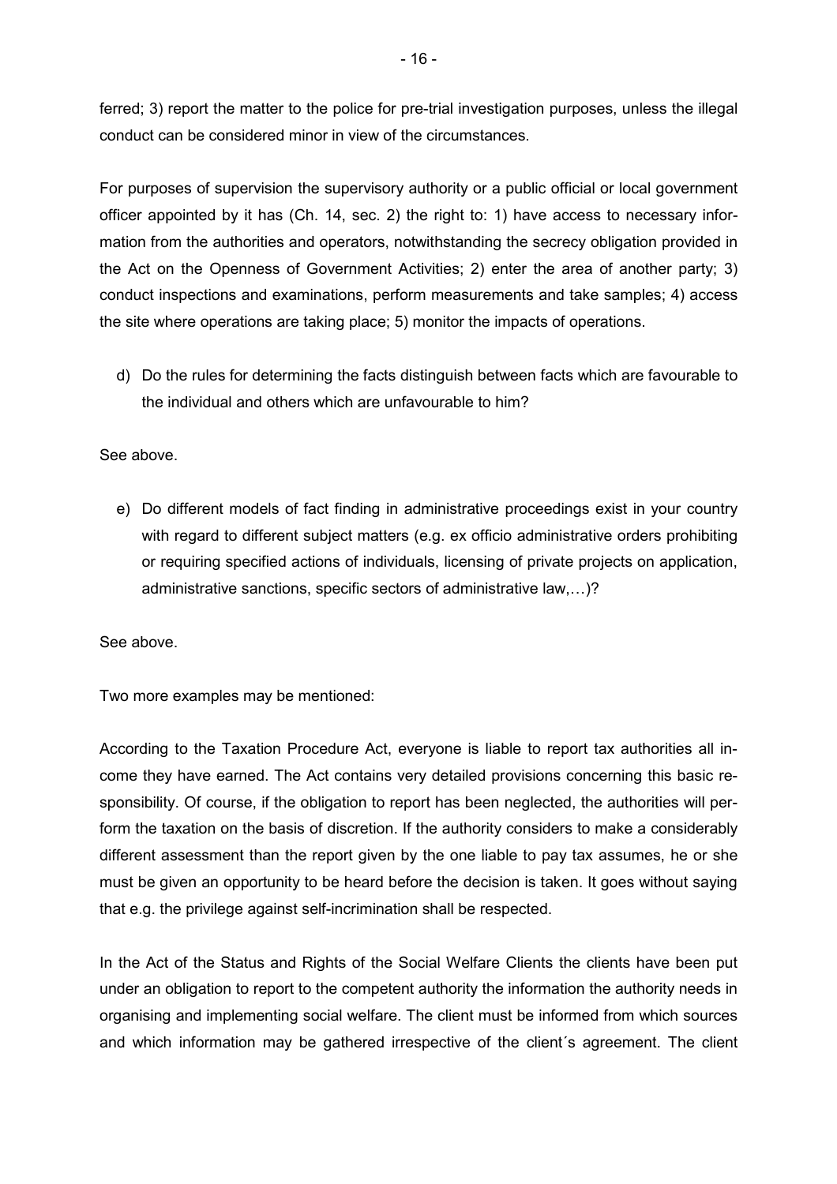ferred; 3) report the matter to the police for pre-trial investigation purposes, unless the illegal conduct can be considered minor in view of the circumstances.

For purposes of supervision the supervisory authority or a public official or local government officer appointed by it has (Ch. 14, sec. 2) the right to: 1) have access to necessary information from the authorities and operators, notwithstanding the secrecy obligation provided in the Act on the Openness of Government Activities; 2) enter the area of another party; 3) conduct inspections and examinations, perform measurements and take samples; 4) access the site where operations are taking place; 5) monitor the impacts of operations.

d) Do the rules for determining the facts distinguish between facts which are favourable to the individual and others which are unfavourable to him?

See above.

e) Do different models of fact finding in administrative proceedings exist in your country with regard to different subject matters (e.g. ex officio administrative orders prohibiting or requiring specified actions of individuals, licensing of private projects on application, administrative sanctions, specific sectors of administrative law,…)?

See above.

Two more examples may be mentioned:

According to the Taxation Procedure Act, everyone is liable to report tax authorities all income they have earned. The Act contains very detailed provisions concerning this basic responsibility. Of course, if the obligation to report has been neglected, the authorities will perform the taxation on the basis of discretion. If the authority considers to make a considerably different assessment than the report given by the one liable to pay tax assumes, he or she must be given an opportunity to be heard before the decision is taken. It goes without saying that e.g. the privilege against self-incrimination shall be respected.

In the Act of the Status and Rights of the Social Welfare Clients the clients have been put under an obligation to report to the competent authority the information the authority needs in organising and implementing social welfare. The client must be informed from which sources and which information may be gathered irrespective of the client´s agreement. The client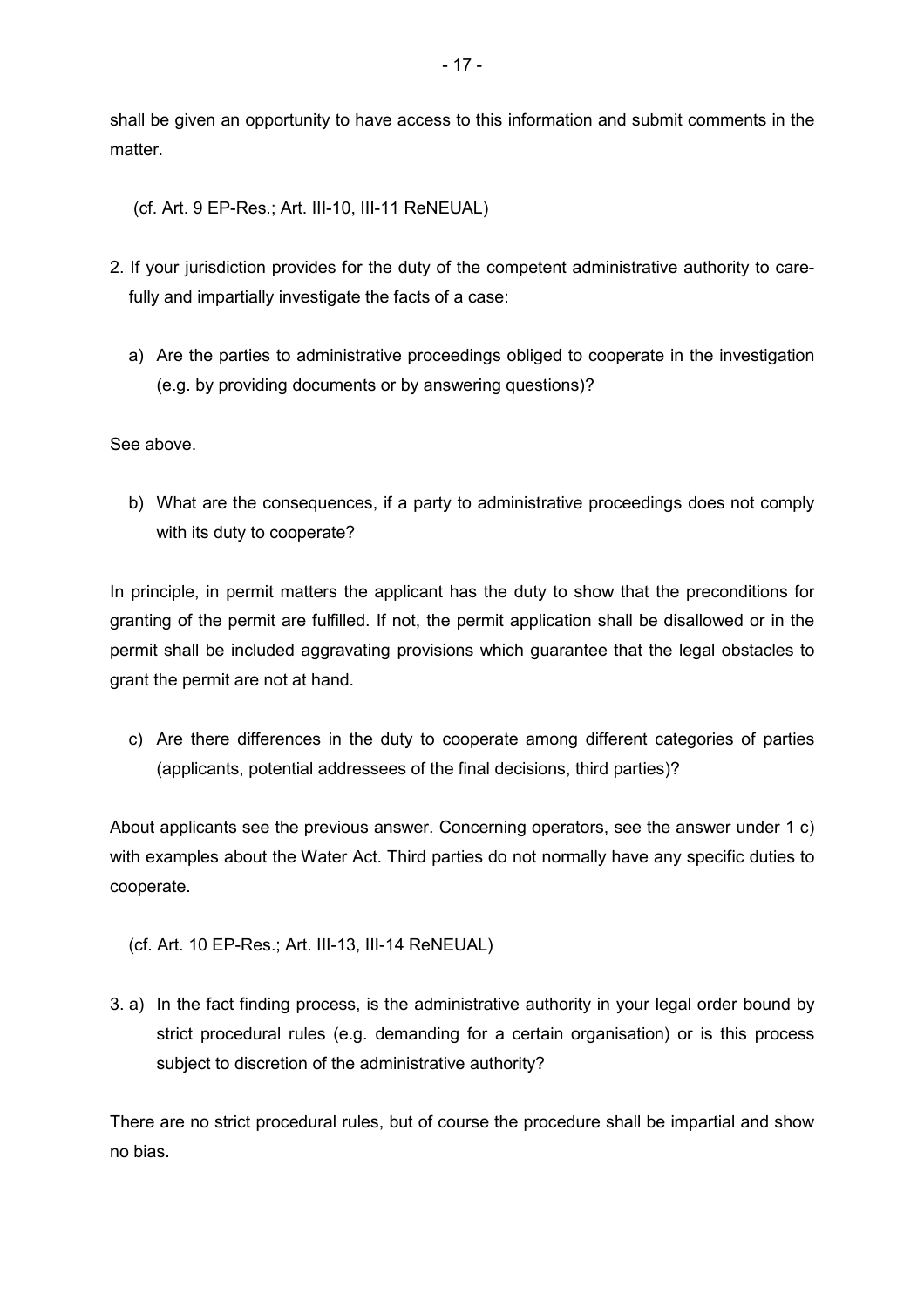shall be given an opportunity to have access to this information and submit comments in the matter.

(cf. Art. 9 EP-Res.; Art. III-10, III-11 ReNEUAL)

2. If your jurisdiction provides for the duty of the competent administrative authority to carefully and impartially investigate the facts of a case:

   a) Are the parties to administrative proceedings obliged to cooperate in the investigation (e.g. by providing documents or by answering questions)?

See above.

   b) What are the consequences, if a party to administrative proceedings does not comply with its duty to cooperate?

In principle, in permit matters the applicant has the duty to show that the preconditions for granting of the permit are fulfilled. If not, the permit application shall be disallowed or in the permit shall be included aggravating provisions which guarantee that the legal obstacles to grant the permit are not at hand.

   c) Are there differences in the duty to cooperate among different categories of parties (applicants, potential addressees of the final decisions, third parties)?

About applicants see the previous answer. Concerning operators, see the answer under 1 c) with examples about the Water Act. Third parties do not normally have any specific duties to cooperate.

(cf. Art. 10 EP-Res.; Art. III-13, III-14 ReNEUAL)

3. a) In the fact finding process, is the administrative authority in your legal order bound by strict procedural rules (e.g. demanding for a certain organisation) or is this process subject to discretion of the administrative authority?

There are no strict procedural rules, but of course the procedure shall be impartial and show no bias.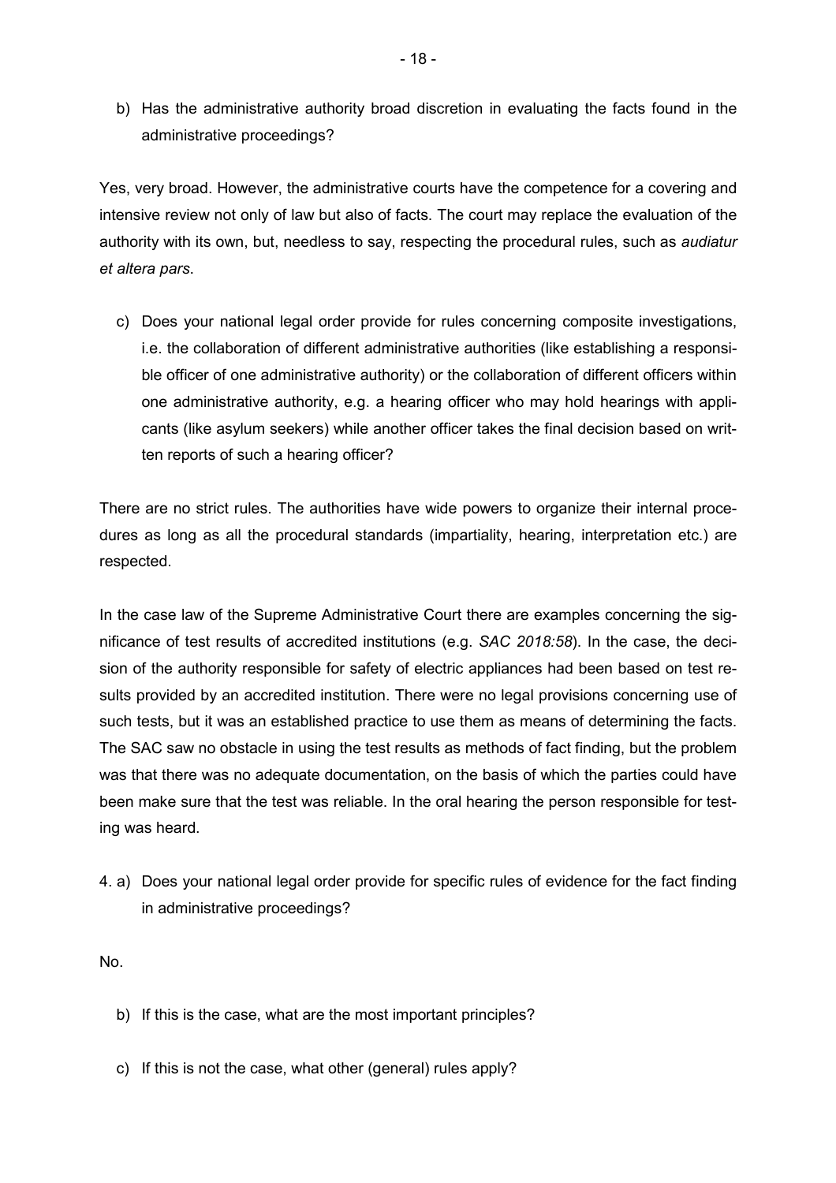b) Has the administrative authority broad discretion in evaluating the facts found in the administrative proceedings?

Yes, very broad. However, the administrative courts have the competence for a covering and intensive review not only of law but also of facts. The court may replace the evaluation of the authority with its own, but, needless to say, respecting the procedural rules, such as *audiatur et altera pars*.

c) Does your national legal order provide for rules concerning composite investigations, i.e. the collaboration of different administrative authorities (like establishing a responsible officer of one administrative authority) or the collaboration of different officers within one administrative authority, e.g. a hearing officer who may hold hearings with applicants (like asylum seekers) while another officer takes the final decision based on written reports of such a hearing officer?

There are no strict rules. The authorities have wide powers to organize their internal procedures as long as all the procedural standards (impartiality, hearing, interpretation etc.) are respected.

In the case law of the Supreme Administrative Court there are examples concerning the significance of test results of accredited institutions (e.g. *SAC 2018:58*). In the case, the decision of the authority responsible for safety of electric appliances had been based on test results provided by an accredited institution. There were no legal provisions concerning use of such tests, but it was an established practice to use them as means of determining the facts. The SAC saw no obstacle in using the test results as methods of fact finding, but the problem was that there was no adequate documentation, on the basis of which the parties could have been make sure that the test was reliable. In the oral hearing the person responsible for testing was heard.

4. a) Does your national legal order provide for specific rules of evidence for the fact finding in administrative proceedings?

No.

b) If this is the case, what are the most important principles?

c) If this is not the case, what other (general) rules apply?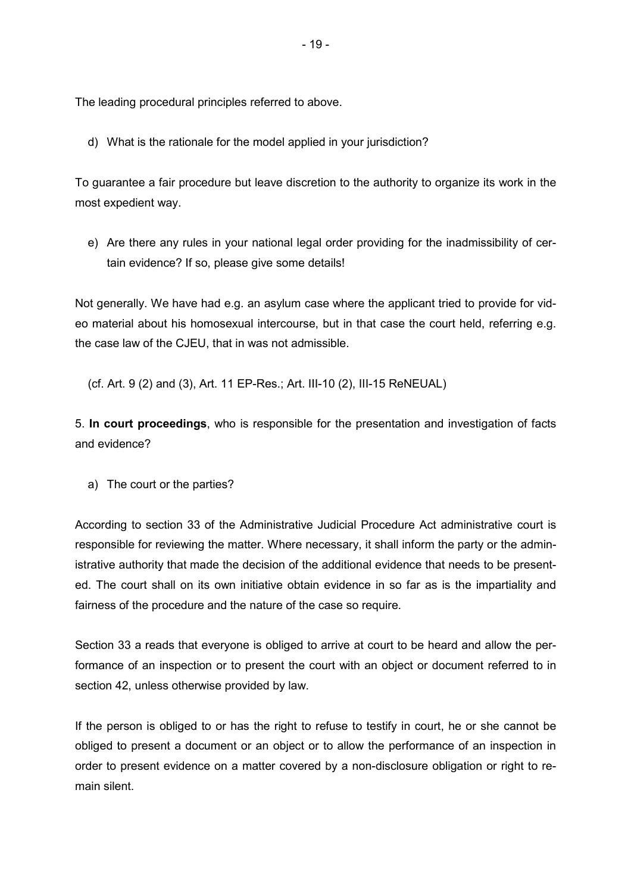The leading procedural principles referred to above.

d) What is the rationale for the model applied in your jurisdiction?

To guarantee a fair procedure but leave discretion to the authority to organize its work in the most expedient way.

e) Are there any rules in your national legal order providing for the inadmissibility of certain evidence? If so, please give some details!

Not generally. We have had e.g. an asylum case where the applicant tried to provide for video material about his homosexual intercourse, but in that case the court held, referring e.g. the case law of the CJEU, that in was not admissible.

(cf. Art. 9 (2) and (3), Art. 11 EP-Res.; Art. III-10 (2), III-15 ReNEUAL)

5. **In court proceedings**, who is responsible for the presentation and investigation of facts and evidence?

a) The court or the parties?

According to section 33 of the Administrative Judicial Procedure Act administrative court is responsible for reviewing the matter. Where necessary, it shall inform the party or the administrative authority that made the decision of the additional evidence that needs to be presented. The court shall on its own initiative obtain evidence in so far as is the impartiality and fairness of the procedure and the nature of the case so require.

Section 33 a reads that everyone is obliged to arrive at court to be heard and allow the performance of an inspection or to present the court with an object or document referred to in section 42, unless otherwise provided by law.

If the person is obliged to or has the right to refuse to testify in court, he or she cannot be obliged to present a document or an object or to allow the performance of an inspection in order to present evidence on a matter covered by a non-disclosure obligation or right to remain silent.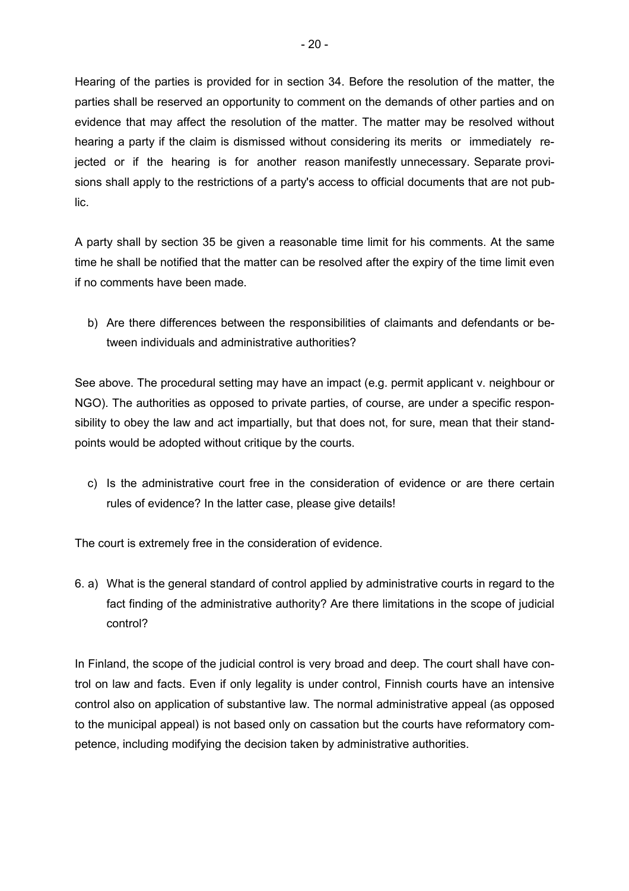Hearing of the parties is provided for in section 34. Before the resolution of the matter, the parties shall be reserved an opportunity to comment on the demands of other parties and on evidence that may affect the resolution of the matter. The matter may be resolved without hearing a party if the claim is dismissed without considering its merits or immediately rejected or if the hearing is for another reason manifestly unnecessary. Separate provisions shall apply to the restrictions of a party's access to official documents that are not public.

A party shall by section 35 be given a reasonable time limit for his comments. At the same time he shall be notified that the matter can be resolved after the expiry of the time limit even if no comments have been made.

b) Are there differences between the responsibilities of claimants and defendants or between individuals and administrative authorities?

See above. The procedural setting may have an impact (e.g. permit applicant v. neighbour or NGO). The authorities as opposed to private parties, of course, are under a specific responsibility to obey the law and act impartially, but that does not, for sure, mean that their standpoints would be adopted without critique by the courts.

c) Is the administrative court free in the consideration of evidence or are there certain rules of evidence? In the latter case, please give details!

The court is extremely free in the consideration of evidence.

6. a) What is the general standard of control applied by administrative courts in regard to the fact finding of the administrative authority? Are there limitations in the scope of judicial control?

In Finland, the scope of the judicial control is very broad and deep. The court shall have control on law and facts. Even if only legality is under control, Finnish courts have an intensive control also on application of substantive law. The normal administrative appeal (as opposed to the municipal appeal) is not based only on cassation but the courts have reformatory competence, including modifying the decision taken by administrative authorities.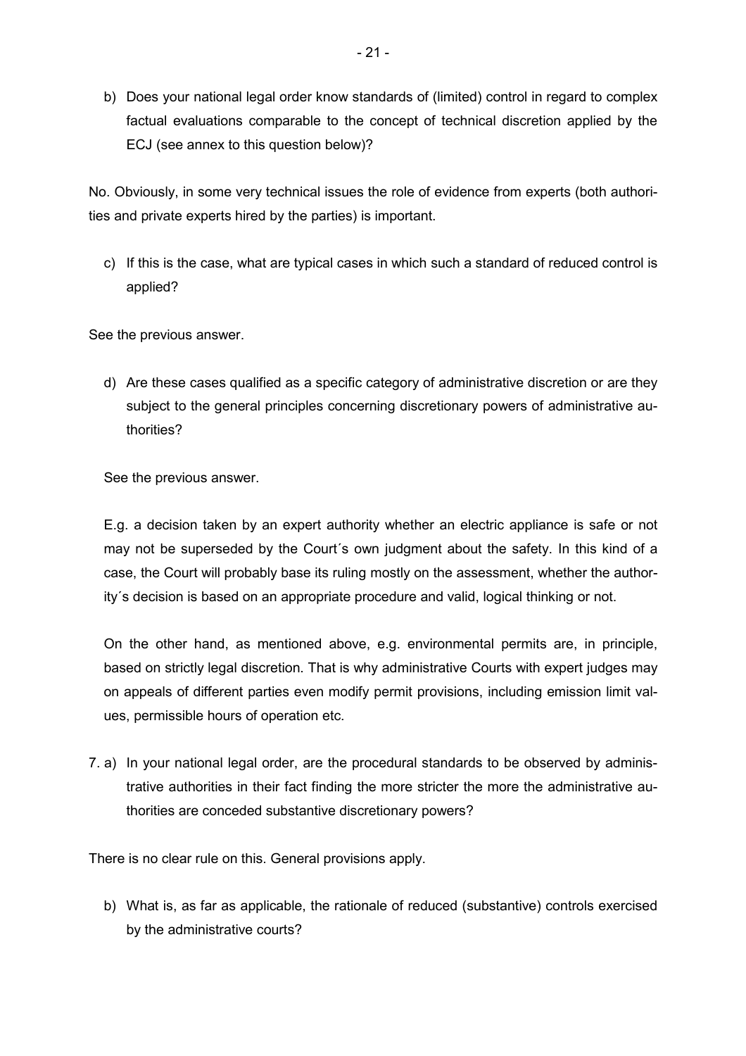b) Does your national legal order know standards of (limited) control in regard to complex factual evaluations comparable to the concept of technical discretion applied by the ECJ (see annex to this question below)?

No. Obviously, in some very technical issues the role of evidence from experts (both authorities and private experts hired by the parties) is important.

c) If this is the case, what are typical cases in which such a standard of reduced control is applied?

See the previous answer.

d) Are these cases qualified as a specific category of administrative discretion or are they subject to the general principles concerning discretionary powers of administrative authorities?

See the previous answer.

E.g. a decision taken by an expert authority whether an electric appliance is safe or not may not be superseded by the Court´s own judgment about the safety. In this kind of a case, the Court will probably base its ruling mostly on the assessment, whether the authority´s decision is based on an appropriate procedure and valid, logical thinking or not.

On the other hand, as mentioned above, e.g. environmental permits are, in principle, based on strictly legal discretion. That is why administrative Courts with expert judges may on appeals of different parties even modify permit provisions, including emission limit values, permissible hours of operation etc.

7. a) In your national legal order, are the procedural standards to be observed by administrative authorities in their fact finding the more stricter the more the administrative authorities are conceded substantive discretionary powers?

There is no clear rule on this. General provisions apply.

b) What is, as far as applicable, the rationale of reduced (substantive) controls exercised by the administrative courts?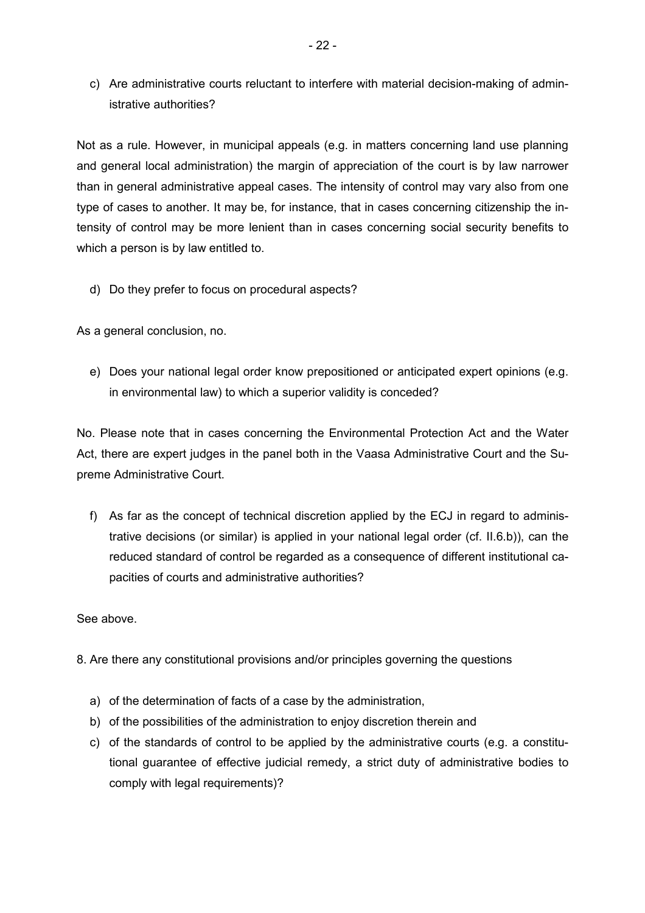c) Are administrative courts reluctant to interfere with material decision-making of administrative authorities?

Not as a rule. However, in municipal appeals (e.g. in matters concerning land use planning and general local administration) the margin of appreciation of the court is by law narrower than in general administrative appeal cases. The intensity of control may vary also from one type of cases to another. It may be, for instance, that in cases concerning citizenship the intensity of control may be more lenient than in cases concerning social security benefits to which a person is by law entitled to.

d) Do they prefer to focus on procedural aspects?

As a general conclusion, no.

e) Does your national legal order know prepositioned or anticipated expert opinions (e.g. in environmental law) to which a superior validity is conceded?

No. Please note that in cases concerning the Environmental Protection Act and the Water Act, there are expert judges in the panel both in the Vaasa Administrative Court and the Supreme Administrative Court.

f) As far as the concept of technical discretion applied by the ECJ in regard to administrative decisions (or similar) is applied in your national legal order (cf. II.6.b)), can the reduced standard of control be regarded as a consequence of different institutional capacities of courts and administrative authorities?

See above.

8. Are there any constitutional provisions and/or principles governing the questions

a) of the determination of facts of a case by the administration,
b) of the possibilities of the administration to enjoy discretion therein and
c) of the standards of control to be applied by the administrative courts (e.g. a constitutional guarantee of effective judicial remedy, a strict duty of administrative bodies to comply with legal requirements)?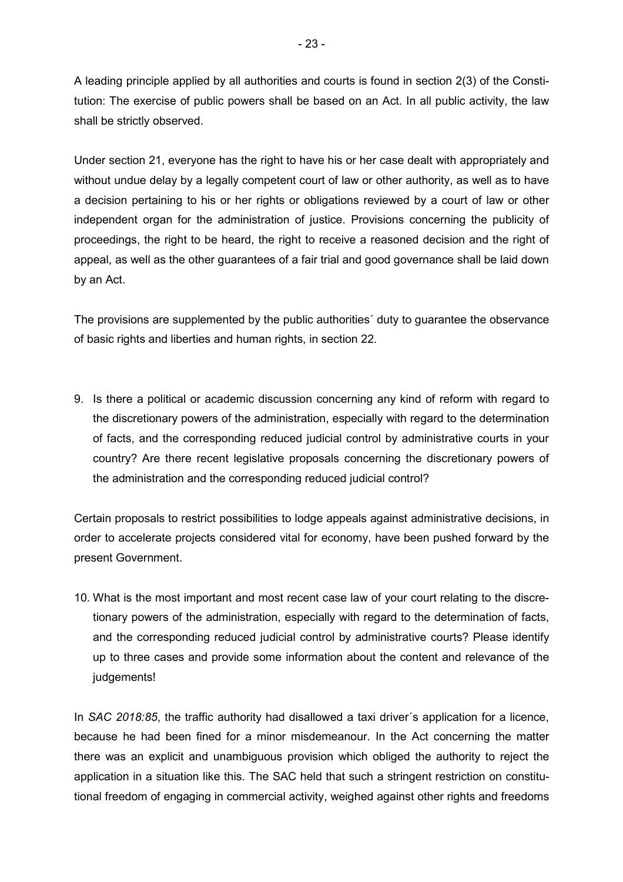A leading principle applied by all authorities and courts is found in section 2(3) of the Constitution: The exercise of public powers shall be based on an Act. In all public activity, the law shall be strictly observed.

Under section 21, everyone has the right to have his or her case dealt with appropriately and without undue delay by a legally competent court of law or other authority, as well as to have a decision pertaining to his or her rights or obligations reviewed by a court of law or other independent organ for the administration of justice. Provisions concerning the publicity of proceedings, the right to be heard, the right to receive a reasoned decision and the right of appeal, as well as the other guarantees of a fair trial and good governance shall be laid down by an Act.

The provisions are supplemented by the public authorities´ duty to guarantee the observance of basic rights and liberties and human rights, in section 22.

9. Is there a political or academic discussion concerning any kind of reform with regard to the discretionary powers of the administration, especially with regard to the determination of facts, and the corresponding reduced judicial control by administrative courts in your country? Are there recent legislative proposals concerning the discretionary powers of the administration and the corresponding reduced judicial control?

Certain proposals to restrict possibilities to lodge appeals against administrative decisions, in order to accelerate projects considered vital for economy, have been pushed forward by the present Government.

10. What is the most important and most recent case law of your court relating to the discretionary powers of the administration, especially with regard to the determination of facts, and the corresponding reduced judicial control by administrative courts? Please identify up to three cases and provide some information about the content and relevance of the judgements!

In *SAC 2018:85*, the traffic authority had disallowed a taxi driver´s application for a licence, because he had been fined for a minor misdemeanour. In the Act concerning the matter there was an explicit and unambiguous provision which obliged the authority to reject the application in a situation like this. The SAC held that such a stringent restriction on constitutional freedom of engaging in commercial activity, weighed against other rights and freedoms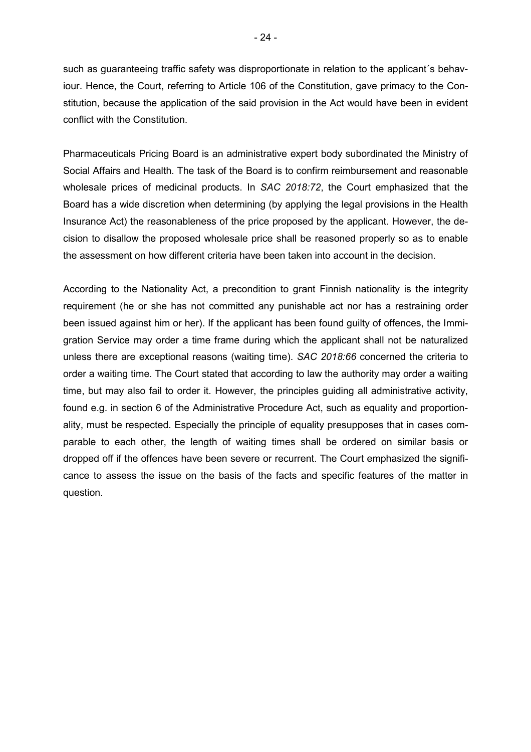such as guaranteeing traffic safety was disproportionate in relation to the applicant´s behaviour. Hence, the Court, referring to Article 106 of the Constitution, gave primacy to the Constitution, because the application of the said provision in the Act would have been in evident conflict with the Constitution.

Pharmaceuticals Pricing Board is an administrative expert body subordinated the Ministry of Social Affairs and Health. The task of the Board is to confirm reimbursement and reasonable wholesale prices of medicinal products. In *SAC 2018:72*, the Court emphasized that the Board has a wide discretion when determining (by applying the legal provisions in the Health Insurance Act) the reasonableness of the price proposed by the applicant. However, the decision to disallow the proposed wholesale price shall be reasoned properly so as to enable the assessment on how different criteria have been taken into account in the decision.

According to the Nationality Act, a precondition to grant Finnish nationality is the integrity requirement (he or she has not committed any punishable act nor has a restraining order been issued against him or her). If the applicant has been found guilty of offences, the Immigration Service may order a time frame during which the applicant shall not be naturalized unless there are exceptional reasons (waiting time). *SAC 2018:66* concerned the criteria to order a waiting time. The Court stated that according to law the authority may order a waiting time, but may also fail to order it. However, the principles guiding all administrative activity, found e.g. in section 6 of the Administrative Procedure Act, such as equality and proportionality, must be respected. Especially the principle of equality presupposes that in cases comparable to each other, the length of waiting times shall be ordered on similar basis or dropped off if the offences have been severe or recurrent. The Court emphasized the significance to assess the issue on the basis of the facts and specific features of the matter in question.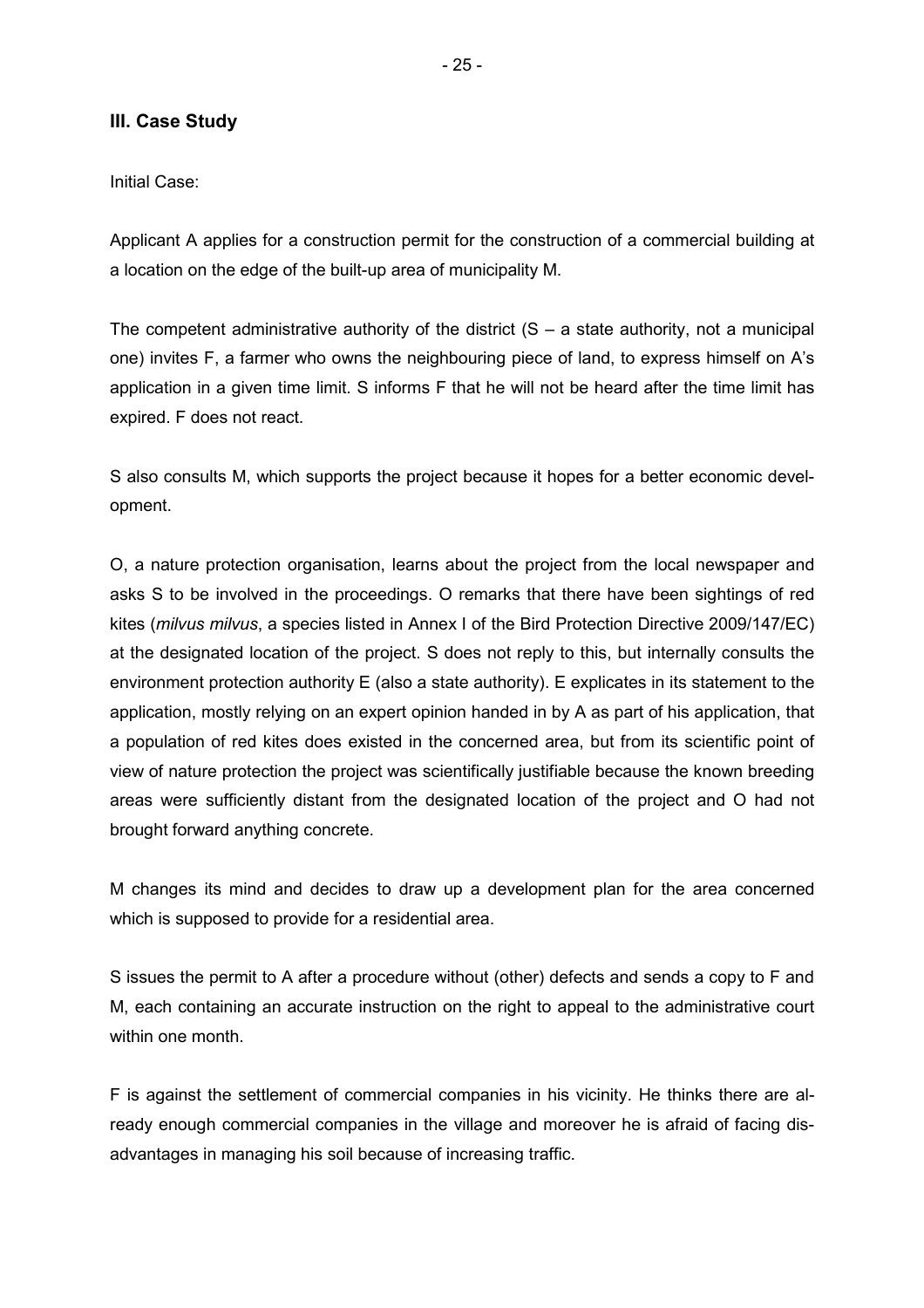### III. Case Study

Initial Case:

Applicant A applies for a construction permit for the construction of a commercial building at a location on the edge of the built-up area of municipality M.

The competent administrative authority of the district (S – a state authority, not a municipal one) invites F, a farmer who owns the neighbouring piece of land, to express himself on A's application in a given time limit. S informs F that he will not be heard after the time limit has expired. F does not react.

S also consults M, which supports the project because it hopes for a better economic development.

O, a nature protection organisation, learns about the project from the local newspaper and asks S to be involved in the proceedings. O remarks that there have been sightings of red kites (*milvus milvus*, a species listed in Annex I of the Bird Protection Directive 2009/147/EC) at the designated location of the project. S does not reply to this, but internally consults the environment protection authority E (also a state authority). E explicates in its statement to the application, mostly relying on an expert opinion handed in by A as part of his application, that a population of red kites does existed in the concerned area, but from its scientific point of view of nature protection the project was scientifically justifiable because the known breeding areas were sufficiently distant from the designated location of the project and O had not brought forward anything concrete.

M changes its mind and decides to draw up a development plan for the area concerned which is supposed to provide for a residential area.

S issues the permit to A after a procedure without (other) defects and sends a copy to F and M, each containing an accurate instruction on the right to appeal to the administrative court within one month.

F is against the settlement of commercial companies in his vicinity. He thinks there are already enough commercial companies in the village and moreover he is afraid of facing disadvantages in managing his soil because of increasing traffic.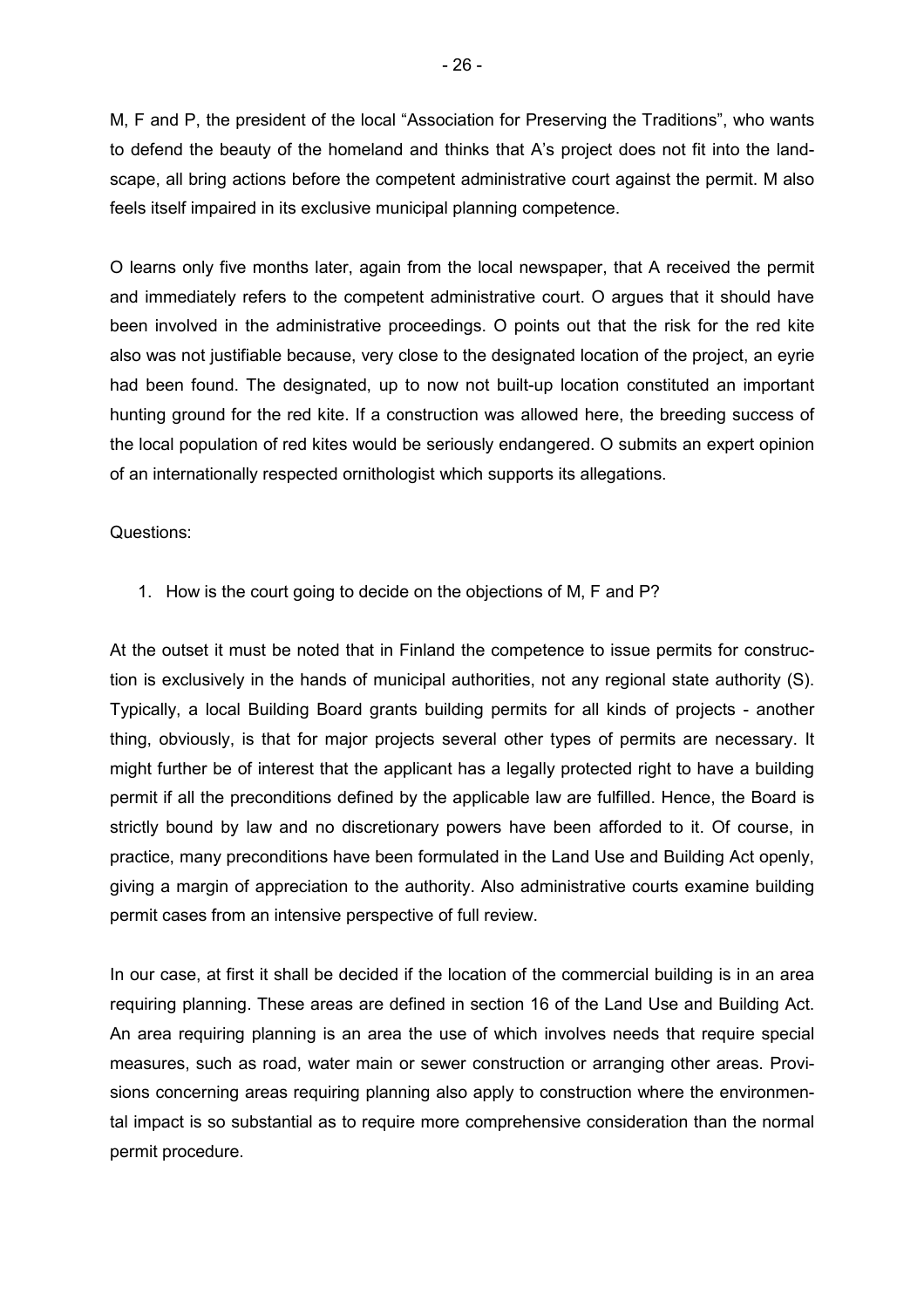M, F and P, the president of the local "Association for Preserving the Traditions", who wants to defend the beauty of the homeland and thinks that A's project does not fit into the landscape, all bring actions before the competent administrative court against the permit. M also feels itself impaired in its exclusive municipal planning competence.

O learns only five months later, again from the local newspaper, that A received the permit and immediately refers to the competent administrative court. O argues that it should have been involved in the administrative proceedings. O points out that the risk for the red kite also was not justifiable because, very close to the designated location of the project, an eyrie had been found. The designated, up to now not built-up location constituted an important hunting ground for the red kite. If a construction was allowed here, the breeding success of the local population of red kites would be seriously endangered. O submits an expert opinion of an internationally respected ornithologist which supports its allegations.

Questions:

1. How is the court going to decide on the objections of M, F and P?

At the outset it must be noted that in Finland the competence to issue permits for construction is exclusively in the hands of municipal authorities, not any regional state authority (S). Typically, a local Building Board grants building permits for all kinds of projects - another thing, obviously, is that for major projects several other types of permits are necessary. It might further be of interest that the applicant has a legally protected right to have a building permit if all the preconditions defined by the applicable law are fulfilled. Hence, the Board is strictly bound by law and no discretionary powers have been afforded to it. Of course, in practice, many preconditions have been formulated in the Land Use and Building Act openly, giving a margin of appreciation to the authority. Also administrative courts examine building permit cases from an intensive perspective of full review.

In our case, at first it shall be decided if the location of the commercial building is in an area requiring planning. These areas are defined in section 16 of the Land Use and Building Act. An area requiring planning is an area the use of which involves needs that require special measures, such as road, water main or sewer construction or arranging other areas. Provisions concerning areas requiring planning also apply to construction where the environmental impact is so substantial as to require more comprehensive consideration than the normal permit procedure.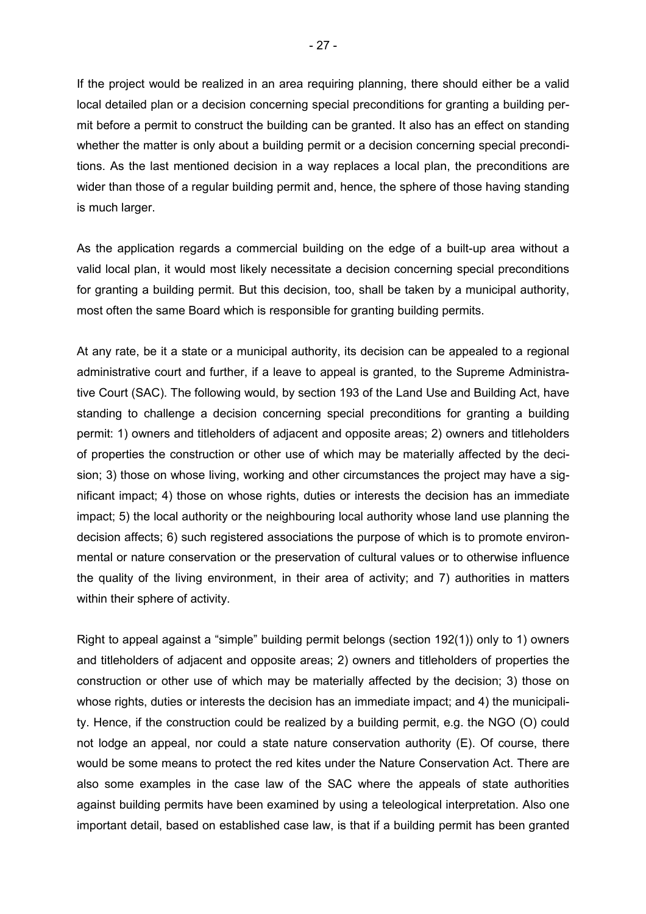If the project would be realized in an area requiring planning, there should either be a valid local detailed plan or a decision concerning special preconditions for granting a building permit before a permit to construct the building can be granted. It also has an effect on standing whether the matter is only about a building permit or a decision concerning special preconditions. As the last mentioned decision in a way replaces a local plan, the preconditions are wider than those of a regular building permit and, hence, the sphere of those having standing is much larger.

As the application regards a commercial building on the edge of a built-up area without a valid local plan, it would most likely necessitate a decision concerning special preconditions for granting a building permit. But this decision, too, shall be taken by a municipal authority, most often the same Board which is responsible for granting building permits.

At any rate, be it a state or a municipal authority, its decision can be appealed to a regional administrative court and further, if a leave to appeal is granted, to the Supreme Administrative Court (SAC). The following would, by section 193 of the Land Use and Building Act, have standing to challenge a decision concerning special preconditions for granting a building permit: 1) owners and titleholders of adjacent and opposite areas; 2) owners and titleholders of properties the construction or other use of which may be materially affected by the decision; 3) those on whose living, working and other circumstances the project may have a significant impact; 4) those on whose rights, duties or interests the decision has an immediate impact; 5) the local authority or the neighbouring local authority whose land use planning the decision affects; 6) such registered associations the purpose of which is to promote environmental or nature conservation or the preservation of cultural values or to otherwise influence the quality of the living environment, in their area of activity; and 7) authorities in matters within their sphere of activity.

Right to appeal against a "simple" building permit belongs (section 192(1)) only to 1) owners and titleholders of adjacent and opposite areas; 2) owners and titleholders of properties the construction or other use of which may be materially affected by the decision; 3) those on whose rights, duties or interests the decision has an immediate impact; and 4) the municipality. Hence, if the construction could be realized by a building permit, e.g. the NGO (O) could not lodge an appeal, nor could a state nature conservation authority (E). Of course, there would be some means to protect the red kites under the Nature Conservation Act. There are also some examples in the case law of the SAC where the appeals of state authorities against building permits have been examined by using a teleological interpretation. Also one important detail, based on established case law, is that if a building permit has been granted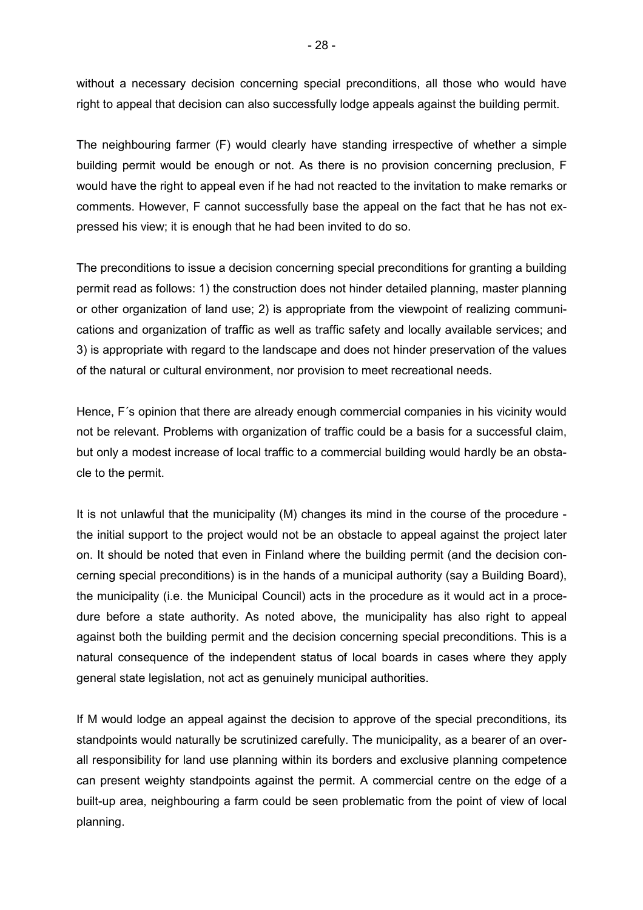without a necessary decision concerning special preconditions, all those who would have right to appeal that decision can also successfully lodge appeals against the building permit.

The neighbouring farmer (F) would clearly have standing irrespective of whether a simple building permit would be enough or not. As there is no provision concerning preclusion, F would have the right to appeal even if he had not reacted to the invitation to make remarks or comments. However, F cannot successfully base the appeal on the fact that he has not expressed his view; it is enough that he had been invited to do so.

The preconditions to issue a decision concerning special preconditions for granting a building permit read as follows: 1) the construction does not hinder detailed planning, master planning or other organization of land use; 2) is appropriate from the viewpoint of realizing communications and organization of traffic as well as traffic safety and locally available services; and 3) is appropriate with regard to the landscape and does not hinder preservation of the values of the natural or cultural environment, nor provision to meet recreational needs.

Hence, F´s opinion that there are already enough commercial companies in his vicinity would not be relevant. Problems with organization of traffic could be a basis for a successful claim, but only a modest increase of local traffic to a commercial building would hardly be an obstacle to the permit.

It is not unlawful that the municipality (M) changes its mind in the course of the procedure - the initial support to the project would not be an obstacle to appeal against the project later on. It should be noted that even in Finland where the building permit (and the decision concerning special preconditions) is in the hands of a municipal authority (say a Building Board), the municipality (i.e. the Municipal Council) acts in the procedure as it would act in a procedure before a state authority. As noted above, the municipality has also right to appeal against both the building permit and the decision concerning special preconditions. This is a natural consequence of the independent status of local boards in cases where they apply general state legislation, not act as genuinely municipal authorities.

If M would lodge an appeal against the decision to approve of the special preconditions, its standpoints would naturally be scrutinized carefully. The municipality, as a bearer of an overall responsibility for land use planning within its borders and exclusive planning competence can present weighty standpoints against the permit. A commercial centre on the edge of a built-up area, neighbouring a farm could be seen problematic from the point of view of local planning.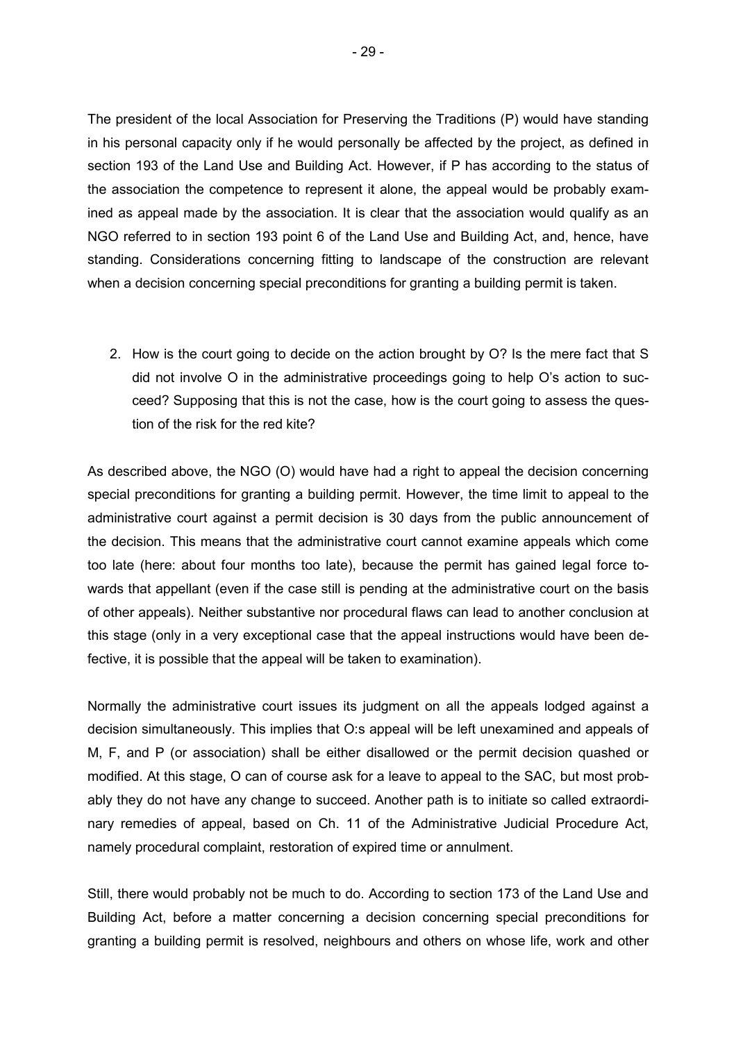The president of the local Association for Preserving the Traditions (P) would have standing in his personal capacity only if he would personally be affected by the project, as defined in section 193 of the Land Use and Building Act. However, if P has according to the status of the association the competence to represent it alone, the appeal would be probably examined as appeal made by the association. It is clear that the association would qualify as an NGO referred to in section 193 point 6 of the Land Use and Building Act, and, hence, have standing. Considerations concerning fitting to landscape of the construction are relevant when a decision concerning special preconditions for granting a building permit is taken.

2. How is the court going to decide on the action brought by O? Is the mere fact that S did not involve O in the administrative proceedings going to help O's action to succeed? Supposing that this is not the case, how is the court going to assess the question of the risk for the red kite?

As described above, the NGO (O) would have had a right to appeal the decision concerning special preconditions for granting a building permit. However, the time limit to appeal to the administrative court against a permit decision is 30 days from the public announcement of the decision. This means that the administrative court cannot examine appeals which come too late (here: about four months too late), because the permit has gained legal force towards that appellant (even if the case still is pending at the administrative court on the basis of other appeals). Neither substantive nor procedural flaws can lead to another conclusion at this stage (only in a very exceptional case that the appeal instructions would have been defective, it is possible that the appeal will be taken to examination).

Normally the administrative court issues its judgment on all the appeals lodged against a decision simultaneously. This implies that O:s appeal will be left unexamined and appeals of M, F, and P (or association) shall be either disallowed or the permit decision quashed or modified. At this stage, O can of course ask for a leave to appeal to the SAC, but most probably they do not have any change to succeed. Another path is to initiate so called extraordinary remedies of appeal, based on Ch. 11 of the Administrative Judicial Procedure Act, namely procedural complaint, restoration of expired time or annulment.

Still, there would probably not be much to do. According to section 173 of the Land Use and Building Act, before a matter concerning a decision concerning special preconditions for granting a building permit is resolved, neighbours and others on whose life, work and other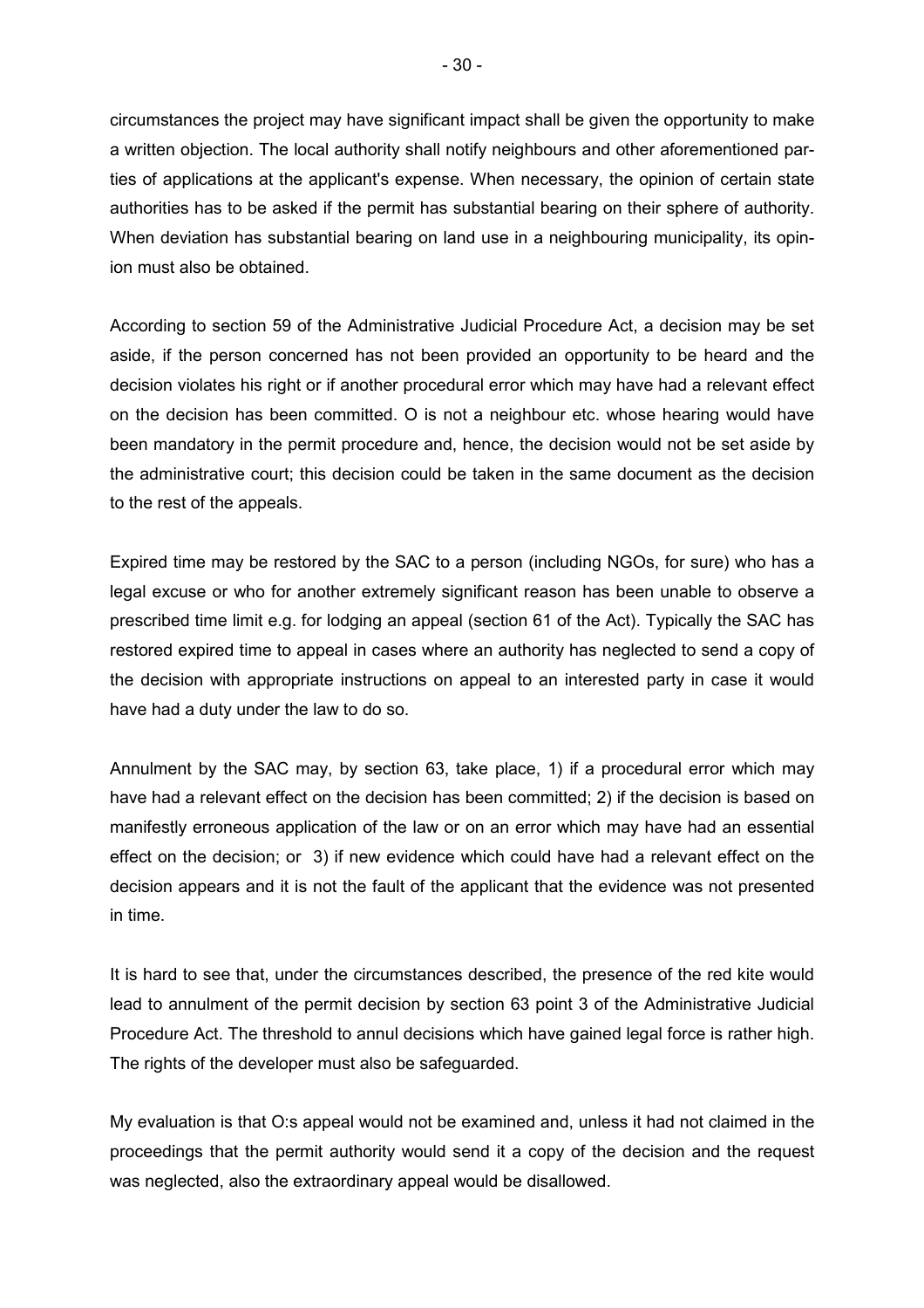circumstances the project may have significant impact shall be given the opportunity to make a written objection. The local authority shall notify neighbours and other aforementioned parties of applications at the applicant's expense. When necessary, the opinion of certain state authorities has to be asked if the permit has substantial bearing on their sphere of authority. When deviation has substantial bearing on land use in a neighbouring municipality, its opinion must also be obtained.

According to section 59 of the Administrative Judicial Procedure Act, a decision may be set aside, if the person concerned has not been provided an opportunity to be heard and the decision violates his right or if another procedural error which may have had a relevant effect on the decision has been committed. O is not a neighbour etc. whose hearing would have been mandatory in the permit procedure and, hence, the decision would not be set aside by the administrative court; this decision could be taken in the same document as the decision to the rest of the appeals.

Expired time may be restored by the SAC to a person (including NGOs, for sure) who has a legal excuse or who for another extremely significant reason has been unable to observe a prescribed time limit e.g. for lodging an appeal (section 61 of the Act). Typically the SAC has restored expired time to appeal in cases where an authority has neglected to send a copy of the decision with appropriate instructions on appeal to an interested party in case it would have had a duty under the law to do so.

Annulment by the SAC may, by section 63, take place, 1) if a procedural error which may have had a relevant effect on the decision has been committed; 2) if the decision is based on manifestly erroneous application of the law or on an error which may have had an essential effect on the decision; or 3) if new evidence which could have had a relevant effect on the decision appears and it is not the fault of the applicant that the evidence was not presented in time.

It is hard to see that, under the circumstances described, the presence of the red kite would lead to annulment of the permit decision by section 63 point 3 of the Administrative Judicial Procedure Act. The threshold to annul decisions which have gained legal force is rather high. The rights of the developer must also be safeguarded.

My evaluation is that O:s appeal would not be examined and, unless it had not claimed in the proceedings that the permit authority would send it a copy of the decision and the request was neglected, also the extraordinary appeal would be disallowed.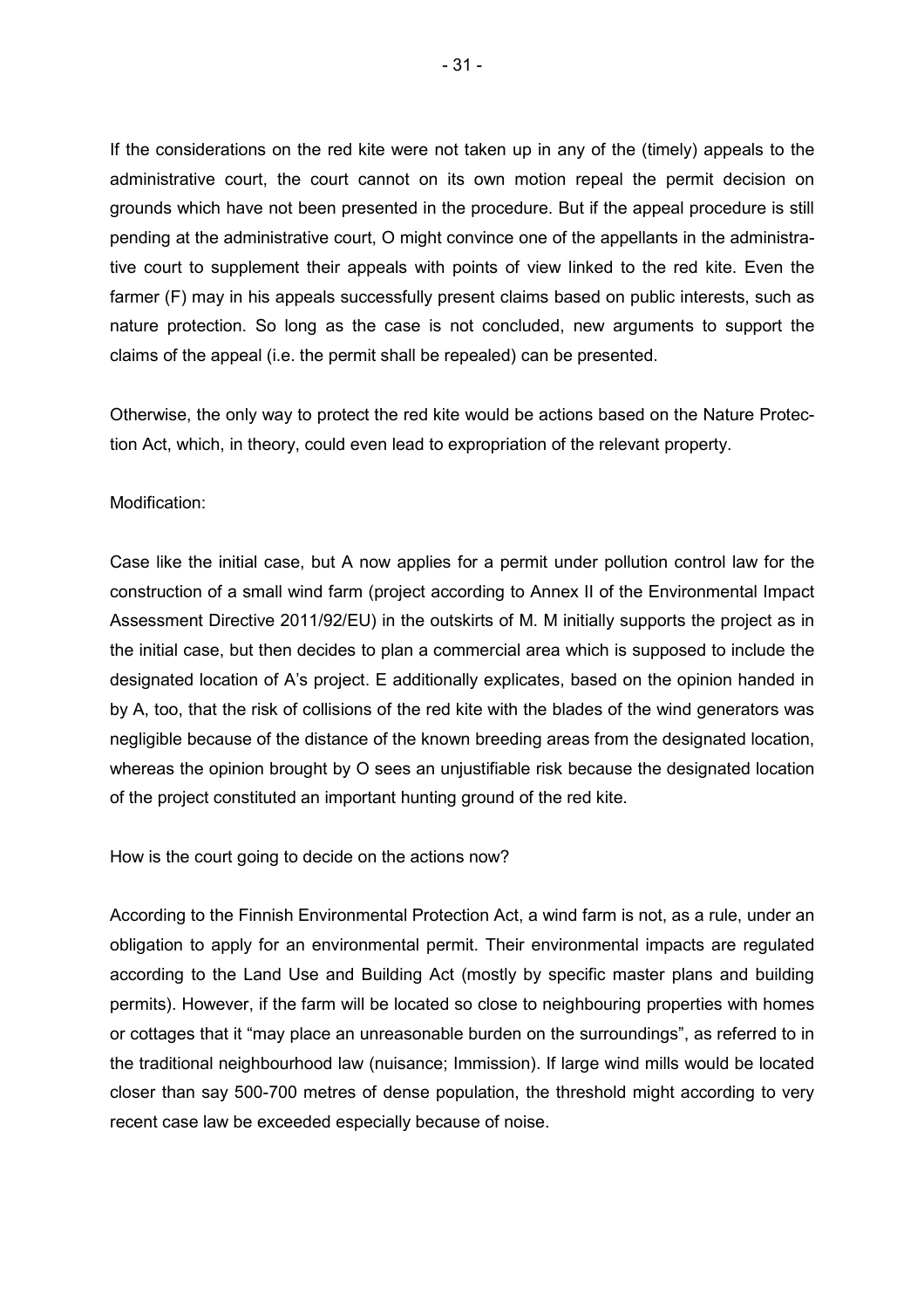If the considerations on the red kite were not taken up in any of the (timely) appeals to the administrative court, the court cannot on its own motion repeal the permit decision on grounds which have not been presented in the procedure. But if the appeal procedure is still pending at the administrative court, O might convince one of the appellants in the administrative court to supplement their appeals with points of view linked to the red kite. Even the farmer (F) may in his appeals successfully present claims based on public interests, such as nature protection. So long as the case is not concluded, new arguments to support the claims of the appeal (i.e. the permit shall be repealed) can be presented.

Otherwise, the only way to protect the red kite would be actions based on the Nature Protection Act, which, in theory, could even lead to expropriation of the relevant property.

Modification:

Case like the initial case, but A now applies for a permit under pollution control law for the construction of a small wind farm (project according to Annex II of the Environmental Impact Assessment Directive 2011/92/EU) in the outskirts of M. M initially supports the project as in the initial case, but then decides to plan a commercial area which is supposed to include the designated location of A's project. E additionally explicates, based on the opinion handed in by A, too, that the risk of collisions of the red kite with the blades of the wind generators was negligible because of the distance of the known breeding areas from the designated location, whereas the opinion brought by O sees an unjustifiable risk because the designated location of the project constituted an important hunting ground of the red kite.

How is the court going to decide on the actions now?

According to the Finnish Environmental Protection Act, a wind farm is not, as a rule, under an obligation to apply for an environmental permit. Their environmental impacts are regulated according to the Land Use and Building Act (mostly by specific master plans and building permits). However, if the farm will be located so close to neighbouring properties with homes or cottages that it "may place an unreasonable burden on the surroundings", as referred to in the traditional neighbourhood law (nuisance; Immission). If large wind mills would be located closer than say 500-700 metres of dense population, the threshold might according to very recent case law be exceeded especially because of noise.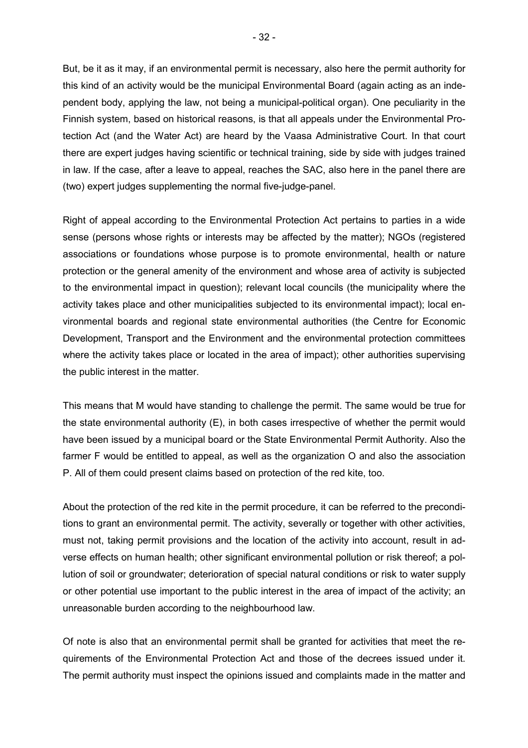But, be it as it may, if an environmental permit is necessary, also here the permit authority for this kind of an activity would be the municipal Environmental Board (again acting as an independent body, applying the law, not being a municipal-political organ). One peculiarity in the Finnish system, based on historical reasons, is that all appeals under the Environmental Protection Act (and the Water Act) are heard by the Vaasa Administrative Court. In that court there are expert judges having scientific or technical training, side by side with judges trained in law. If the case, after a leave to appeal, reaches the SAC, also here in the panel there are (two) expert judges supplementing the normal five-judge-panel.

Right of appeal according to the Environmental Protection Act pertains to parties in a wide sense (persons whose rights or interests may be affected by the matter); NGOs (registered associations or foundations whose purpose is to promote environmental, health or nature protection or the general amenity of the environment and whose area of activity is subjected to the environmental impact in question); relevant local councils (the municipality where the activity takes place and other municipalities subjected to its environmental impact); local environmental boards and regional state environmental authorities (the Centre for Economic Development, Transport and the Environment and the environmental protection committees where the activity takes place or located in the area of impact); other authorities supervising the public interest in the matter.

This means that M would have standing to challenge the permit. The same would be true for the state environmental authority (E), in both cases irrespective of whether the permit would have been issued by a municipal board or the State Environmental Permit Authority. Also the farmer F would be entitled to appeal, as well as the organization O and also the association P. All of them could present claims based on protection of the red kite, too.

About the protection of the red kite in the permit procedure, it can be referred to the preconditions to grant an environmental permit. The activity, severally or together with other activities, must not, taking permit provisions and the location of the activity into account, result in adverse effects on human health; other significant environmental pollution or risk thereof; a pollution of soil or groundwater; deterioration of special natural conditions or risk to water supply or other potential use important to the public interest in the area of impact of the activity; an unreasonable burden according to the neighbourhood law.

Of note is also that an environmental permit shall be granted for activities that meet the requirements of the Environmental Protection Act and those of the decrees issued under it. The permit authority must inspect the opinions issued and complaints made in the matter and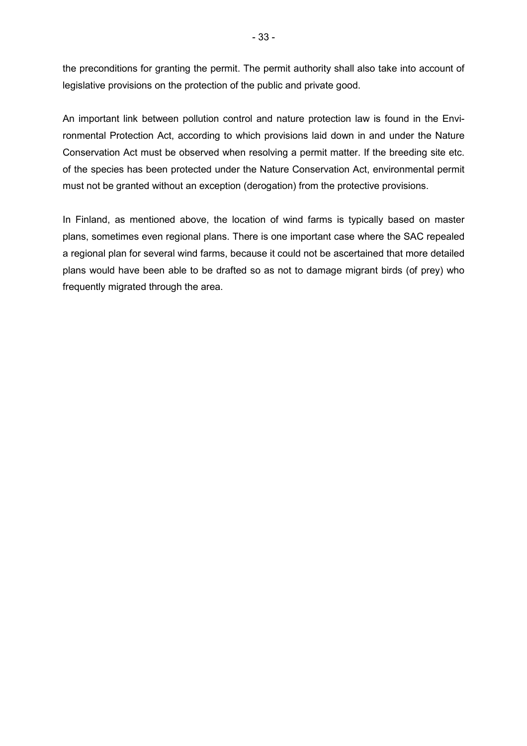the preconditions for granting the permit. The permit authority shall also take into account of legislative provisions on the protection of the public and private good.

An important link between pollution control and nature protection law is found in the Environmental Protection Act, according to which provisions laid down in and under the Nature Conservation Act must be observed when resolving a permit matter. If the breeding site etc. of the species has been protected under the Nature Conservation Act, environmental permit must not be granted without an exception (derogation) from the protective provisions.

In Finland, as mentioned above, the location of wind farms is typically based on master plans, sometimes even regional plans. There is one important case where the SAC repealed a regional plan for several wind farms, because it could not be ascertained that more detailed plans would have been able to be drafted so as not to damage migrant birds (of prey) who frequently migrated through the area.